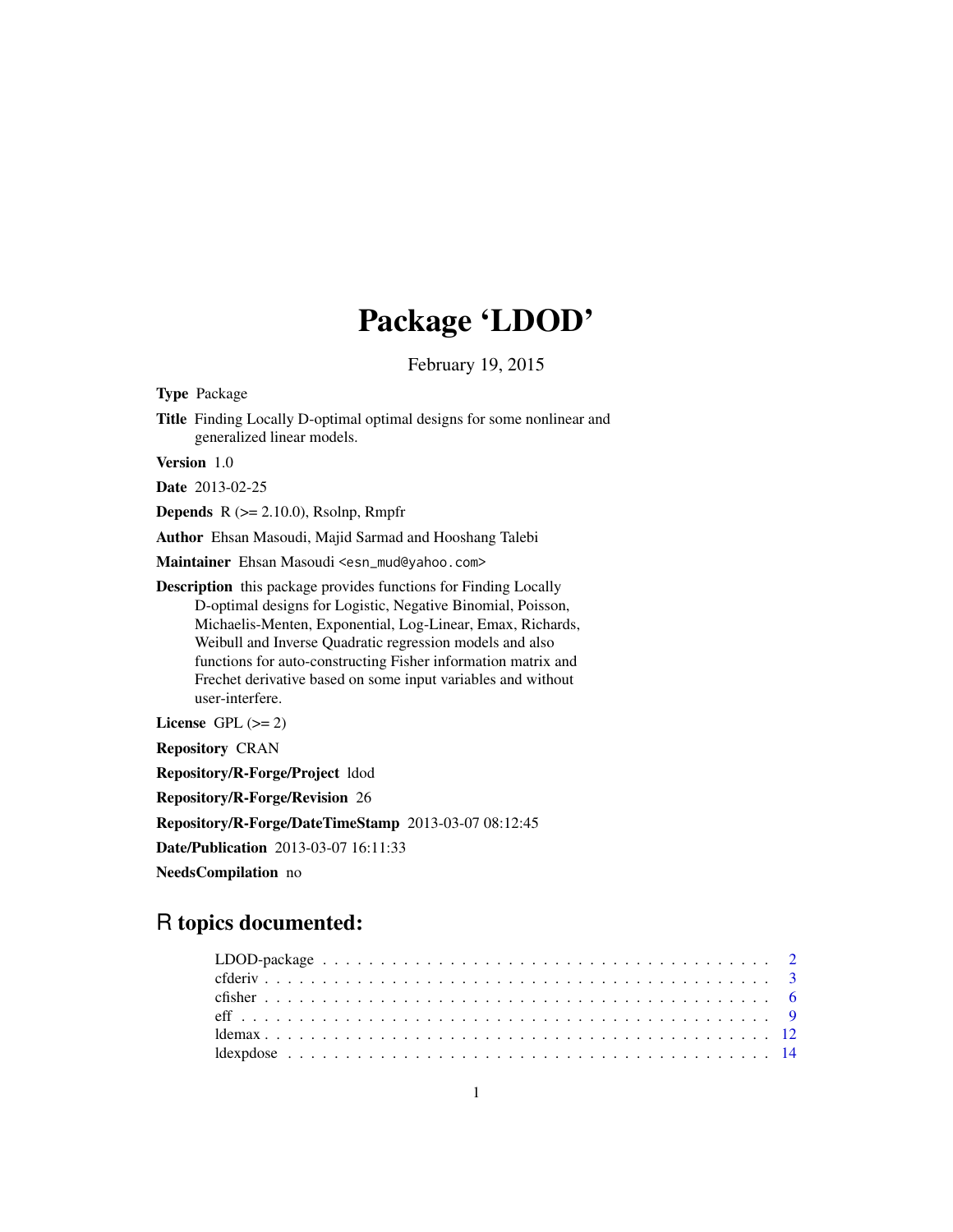# Package 'LDOD'

February 19, 2015

**Type** Package

**Title** Finding Locally D-optimal optimal designs for some nonlinear and generalized linear models.

**Version** 1.0

**Date** 2013-02-25

**Depends** R (>= 2.10.0), Rsolnp, Rmpfr

**Author** Ehsan Masoudi, Majid Sarmad and Hooshang Talebi

**Maintainer** Ehsan Masoudi <esn_mud@yahoo.com>

**Description** this package provides functions for Finding Locally D-optimal designs for Logistic, Negative Binomial, Poisson, Michaelis-Menten, Exponential, Log-Linear, Emax, Richards, Weibull and Inverse Quadratic regression models and also functions for auto-constructing Fisher information matrix and Frechet derivative based on some input variables and without user-interfere.

**License** GPL (>= 2)

**Repository** CRAN

**Repository/R-Forge/Project** ldod

**Repository/R-Forge/Revision** 26

**Repository/R-Forge/DateTimeStamp** 2013-03-07 08:12:45

**Date/Publication** 2013-03-07 16:11:33

**NeedsCompilation** no

## R topics documented:

| | |
|---|---|
| LDOD-package | 2 |
| cfderiv | 3 |
| cfisher | 6 |
| eff | 9 |
| ldemax | 12 |
| ldexpdose | 14 |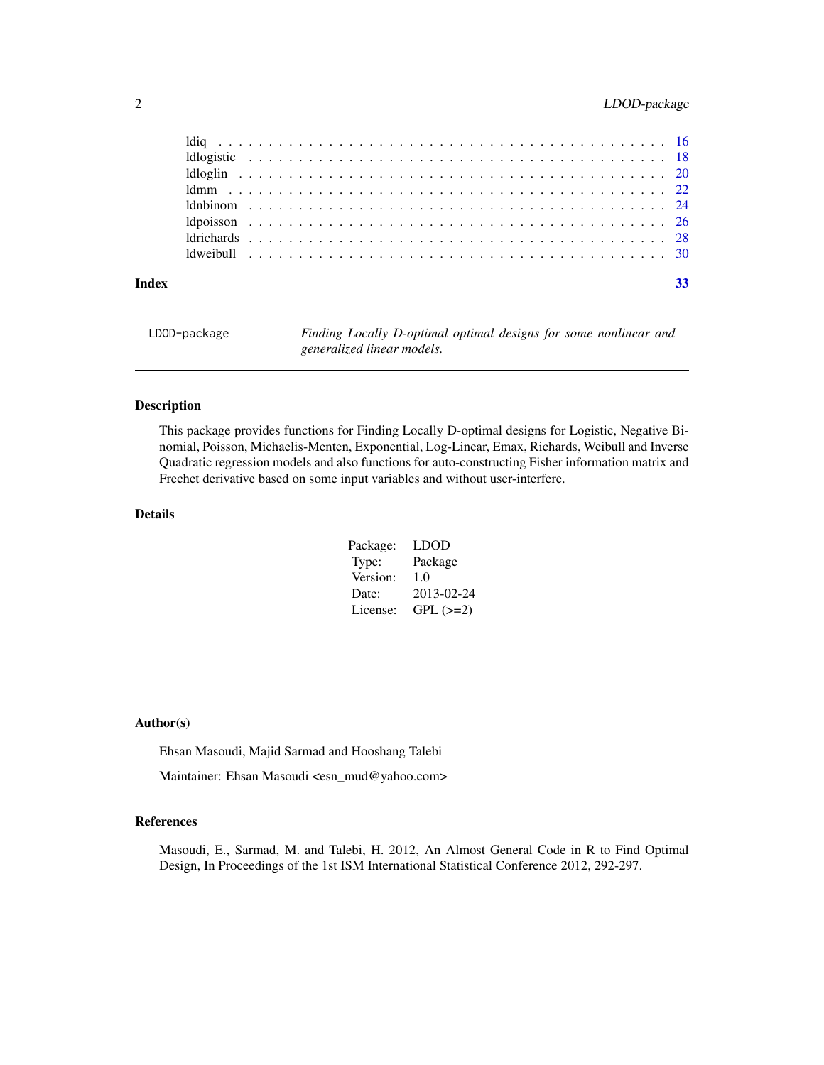ldiq . . . . . . . . . . 16
ldlogistic . . . . . . . . . . 18
ldloglin . . . . . . . . . . 20
ldmm . . . . . . . . . . 22
ldnbinom . . . . . . . . . . 24
ldpoisson . . . . . . . . . . 26
ldrichards . . . . . . . . . . 28
ldweibull . . . . . . . . . . 30

**Index** **33**

---

LDOD-package — *Finding Locally D-optimal optimal designs for some nonlinear and generalized linear models.*

---

### Description

This package provides functions for Finding Locally D-optimal designs for Logistic, Negative Binomial, Poisson, Michaelis-Menten, Exponential, Log-Linear, Emax, Richards, Weibull and Inverse Quadratic regression models and also functions for auto-constructing Fisher information matrix and Frechet derivative based on some input variables and without user-interfere.

### Details

| | |
|---|---|
| Package: | LDOD |
| Type: | Package |
| Version: | 1.0 |
| Date: | 2013-02-24 |
| License: | GPL (>=2) |

### Author(s)

Ehsan Masoudi, Majid Sarmad and Hooshang Talebi

Maintainer: Ehsan Masoudi <esn_mud@yahoo.com>

### References

Masoudi, E., Sarmad, M. and Talebi, H. 2012, An Almost General Code in R to Find Optimal Design, In Proceedings of the 1st ISM International Statistical Conference 2012, 292-297.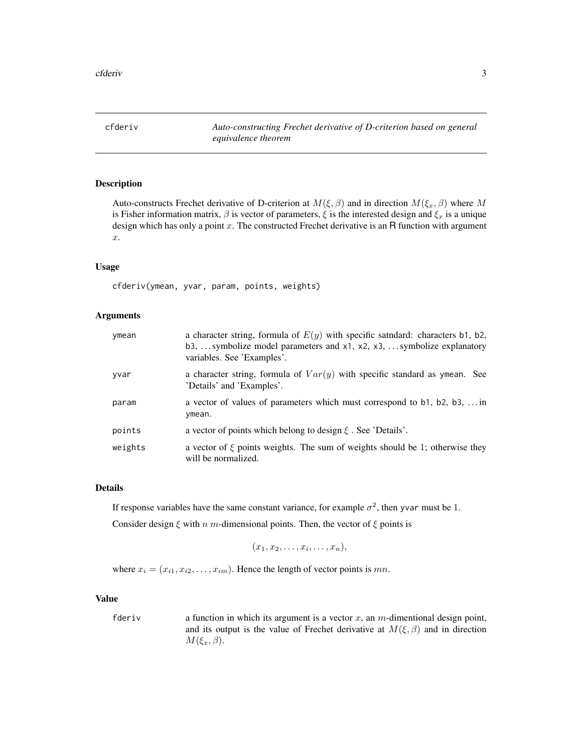# cfderiv

*Auto-constructing Frechet derivative of D-criterion based on general equivalence theorem*

## Description

Auto-constructs Frechet derivative of D-criterion at $M(\xi, \beta)$ and in direction $M(\xi_x, \beta)$ where $M$ is Fisher information matrix, $\beta$ is vector of parameters, $\xi$ is the interested design and $\xi_x$ is a unique design which has only a point $x$. The constructed Frechet derivative is an R function with argument $x$.

## Usage

```
cfderiv(ymean, yvar, param, points, weights)
```

## Arguments

| | |
|---|---|
| `ymean` | a character string, formula of $E(y)$ with specific satndard: characters `b1`, `b2`, `b3`, ... symbolize model parameters and `x1`, `x2`, `x3`, ... symbolize explanatory variables. See 'Examples'. |
| `yvar` | a character string, formula of $Var(y)$ with specific standard as `ymean`. See 'Details' and 'Examples'. |
| `param` | a vector of values of parameters which must correspond to `b1`, `b2`, `b3`, ... in `ymean`. |
| `points` | a vector of points which belong to design $\xi$ . See 'Details'. |
| `weights` | a vector of $\xi$ points weights. The sum of weights should be 1; otherwise they will be normalized. |

## Details

If response variables have the same constant variance, for example $\sigma^2$, then `yvar` must be 1.

Consider design $\xi$ with $n$ $m$-dimensional points. Then, the vector of $\xi$ points is

$$(x_1, x_2, \ldots, x_i, \ldots, x_n),$$

where $x_i = (x_{i1}, x_{i2}, \ldots, x_{im})$. Hence the length of vector points is $mn$.

## Value

| | |
|---|---|
| `fderiv` | a function in which its argument is a vector $x$, an $m$-dimentional design point, and its output is the value of Frechet derivative at $M(\xi, \beta)$ and in direction $M(\xi_x, \beta)$. |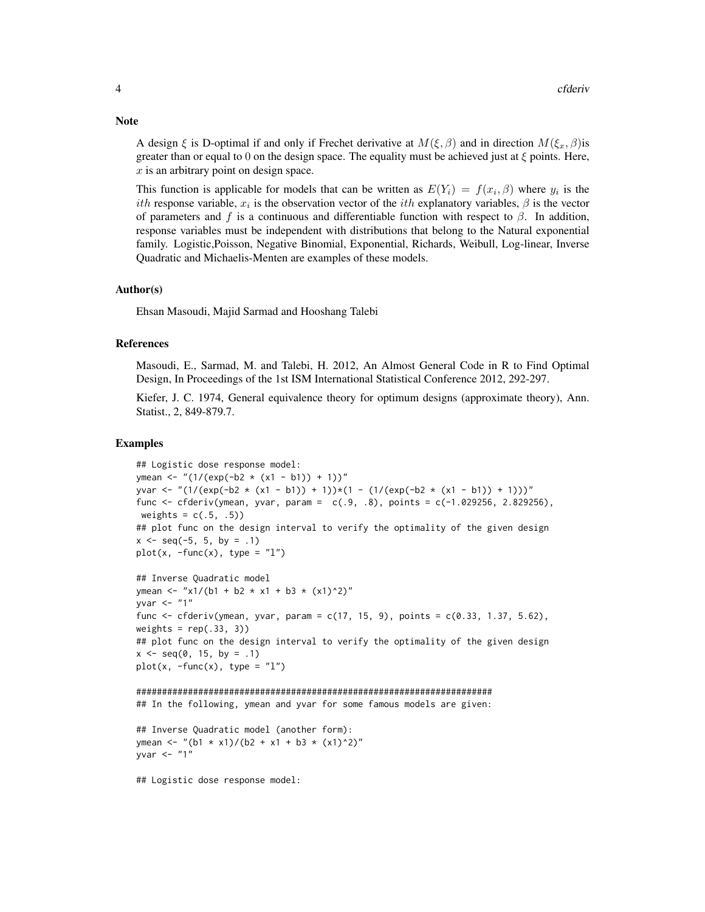## Note

A design $\xi$ is D-optimal if and only if Frechet derivative at $M(\xi, \beta)$ and in direction $M(\xi_x, \beta)$is greater than or equal to 0 on the design space. The equality must be achieved just at $\xi$ points. Here, $x$ is an arbitrary point on design space.

This function is applicable for models that can be written as $E(Y_i) = f(x_i, \beta)$ where $y_i$ is the $ith$ response variable, $x_i$ is the observation vector of the $ith$ explanatory variables, $\beta$ is the vector of parameters and $f$ is a continuous and differentiable function with respect to $\beta$. In addition, response variables must be independent with distributions that belong to the Natural exponential family. Logistic,Poisson, Negative Binomial, Exponential, Richards, Weibull, Log-linear, Inverse Quadratic and Michaelis-Menten are examples of these models.

## Author(s)

Ehsan Masoudi, Majid Sarmad and Hooshang Talebi

## References

Masoudi, E., Sarmad, M. and Talebi, H. 2012, An Almost General Code in R to Find Optimal Design, In Proceedings of the 1st ISM International Statistical Conference 2012, 292-297.

Kiefer, J. C. 1974, General equivalence theory for optimum designs (approximate theory), Ann. Statist., 2, 849-879.7.

## Examples

```
## Logistic dose response model:
ymean <- "(1/(exp(-b2 * (x1 - b1)) + 1))"
yvar <- "(1/(exp(-b2 * (x1 - b1)) + 1))*(1 - (1/(exp(-b2 * (x1 - b1)) + 1)))"
func <- cfderiv(ymean, yvar, param =  c(.9, .8), points = c(-1.029256, 2.829256),
 weights = c(.5, .5))
## plot func on the design interval to verify the optimality of the given design
x <- seq(-5, 5, by = .1)
plot(x, -func(x), type = "l")

## Inverse Quadratic model
ymean <- "x1/(b1 + b2 * x1 + b3 * (x1)^2)"
yvar <- "1"
func <- cfderiv(ymean, yvar, param = c(17, 15, 9), points = c(0.33, 1.37, 5.62),
weights = rep(.33, 3))
## plot func on the design interval to verify the optimality of the given design
x <- seq(0, 15, by = .1)
plot(x, -func(x), type = "l")

######################################################################
## In the following, ymean and yvar for some famous models are given:

## Inverse Quadratic model (another form):
ymean <- "(b1 * x1)/(b2 + x1 + b3 * (x1)^2)"
yvar <- "1"

## Logistic dose response model:
```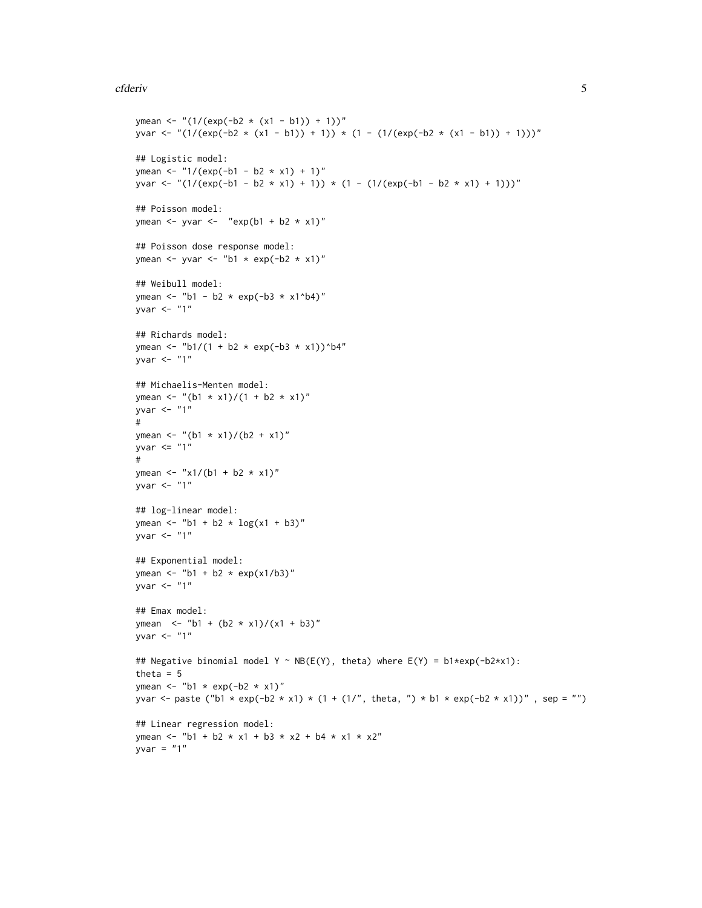```
ymean <- "(1/(exp(-b2 * (x1 - b1)) + 1))"
yvar <- "(1/(exp(-b2 * (x1 - b1)) + 1)) * (1 - (1/(exp(-b2 * (x1 - b1)) + 1)))"

## Logistic model:
ymean <- "1/(exp(-b1 - b2 * x1) + 1)"
yvar <- "(1/(exp(-b1 - b2 * x1) + 1)) * (1 - (1/(exp(-b1 - b2 * x1) + 1)))"

## Poisson model:
ymean <- yvar <-  "exp(b1 + b2 * x1)"

## Poisson dose response model:
ymean <- yvar <- "b1 * exp(-b2 * x1)"

## Weibull model:
ymean <- "b1 - b2 * exp(-b3 * x1^b4)"
yvar <- "1"

## Richards model:
ymean <- "b1/(1 + b2 * exp(-b3 * x1))^b4"
yvar <- "1"

## Michaelis-Menten model:
ymean <- "(b1 * x1)/(1 + b2 * x1)"
yvar <- "1"
#
ymean <- "(b1 * x1)/(b2 + x1)"
yvar <= "1"
#
ymean <- "x1/(b1 + b2 * x1)"
yvar <- "1"

## log-linear model:
ymean <- "b1 + b2 * log(x1 + b3)"
yvar <- "1"

## Exponential model:
ymean <- "b1 + b2 * exp(x1/b3)"
yvar <- "1"

## Emax model:
ymean  <- "b1 + (b2 * x1)/(x1 + b3)"
yvar <- "1"

## Negative binomial model Y ~ NB(E(Y), theta) where E(Y) = b1*exp(-b2*x1):
theta = 5
ymean <- "b1 * exp(-b2 * x1)"
yvar <- paste ("b1 * exp(-b2 * x1) * (1 + (1/", theta, ") * b1 * exp(-b2 * x1))" , sep = "")

## Linear regression model:
ymean <- "b1 + b2 * x1 + b3 * x2 + b4 * x1 * x2"
yvar = "1"
```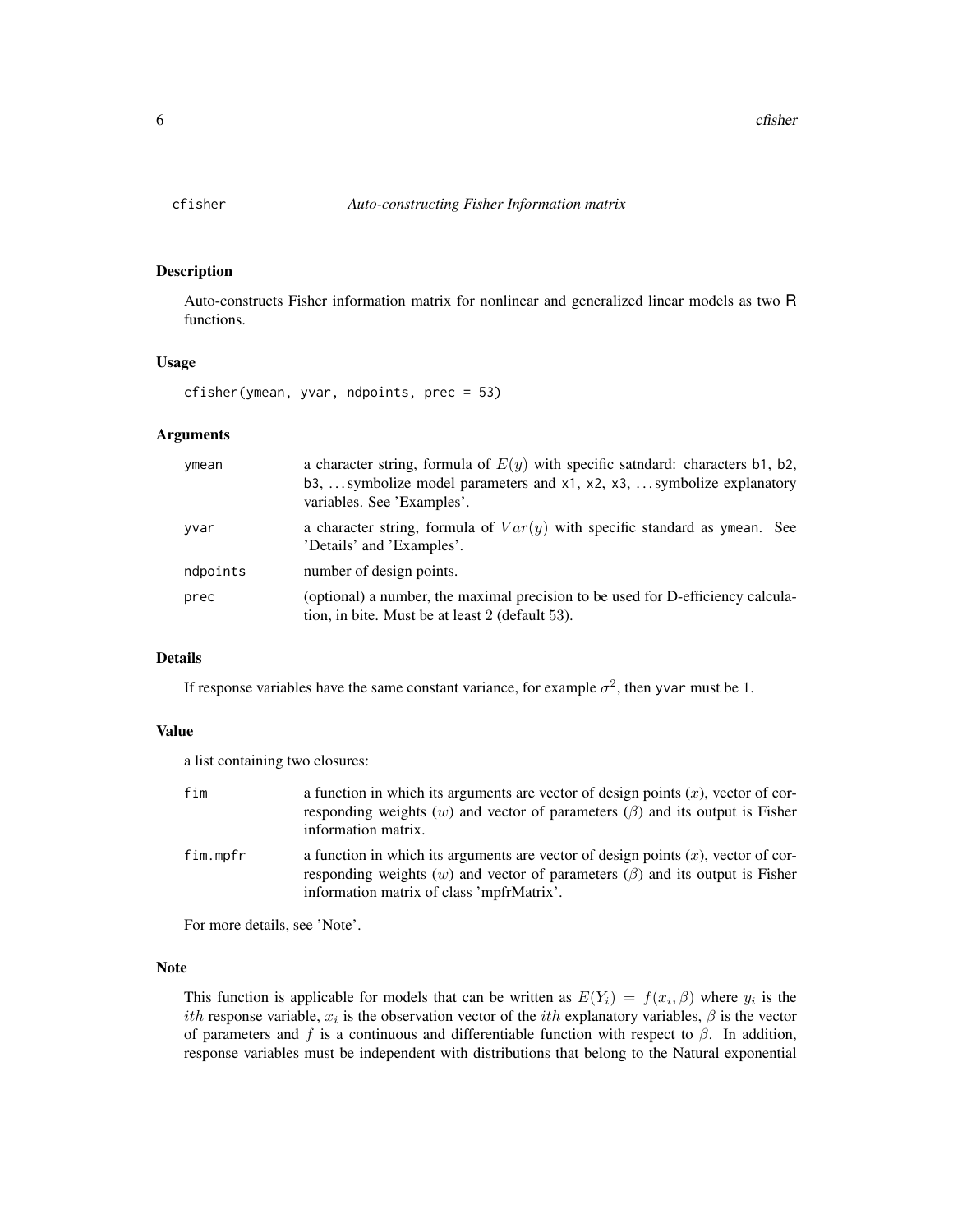# cfisher — *Auto-constructing Fisher Information matrix*

## Description

Auto-constructs Fisher information matrix for nonlinear and generalized linear models as two R functions.

## Usage

```
cfisher(ymean, yvar, ndpoints, prec = 53)
```

## Arguments

| | |
|---|---|
| `ymean` | a character string, formula of $E(y)$ with specific satndard: characters `b1`, `b2`, `b3`, ... symbolize model parameters and `x1`, `x2`, `x3`, ... symbolize explanatory variables. See 'Examples'. |
| `yvar` | a character string, formula of $Var(y)$ with specific standard as `ymean`. See 'Details' and 'Examples'. |
| `ndpoints` | number of design points. |
| `prec` | (optional) a number, the maximal precision to be used for D-efficiency calculation, in bite. Must be at least 2 (default 53). |

## Details

If response variables have the same constant variance, for example $\sigma^2$, then `yvar` must be 1.

## Value

a list containing two closures:

| | |
|---|---|
| `fim` | a function in which its arguments are vector of design points ($x$), vector of corresponding weights ($w$) and vector of parameters ($\beta$) and its output is Fisher information matrix. |
| `fim.mpfr` | a function in which its arguments are vector of design points ($x$), vector of corresponding weights ($w$) and vector of parameters ($\beta$) and its output is Fisher information matrix of class 'mpfrMatrix'. |

For more details, see 'Note'.

## Note

This function is applicable for models that can be written as $E(Y_i) = f(x_i, \beta)$ where $y_i$ is the $ith$ response variable, $x_i$ is the observation vector of the $ith$ explanatory variables, $\beta$ is the vector of parameters and $f$ is a continuous and differentiable function with respect to $\beta$. In addition, response variables must be independent with distributions that belong to the Natural exponential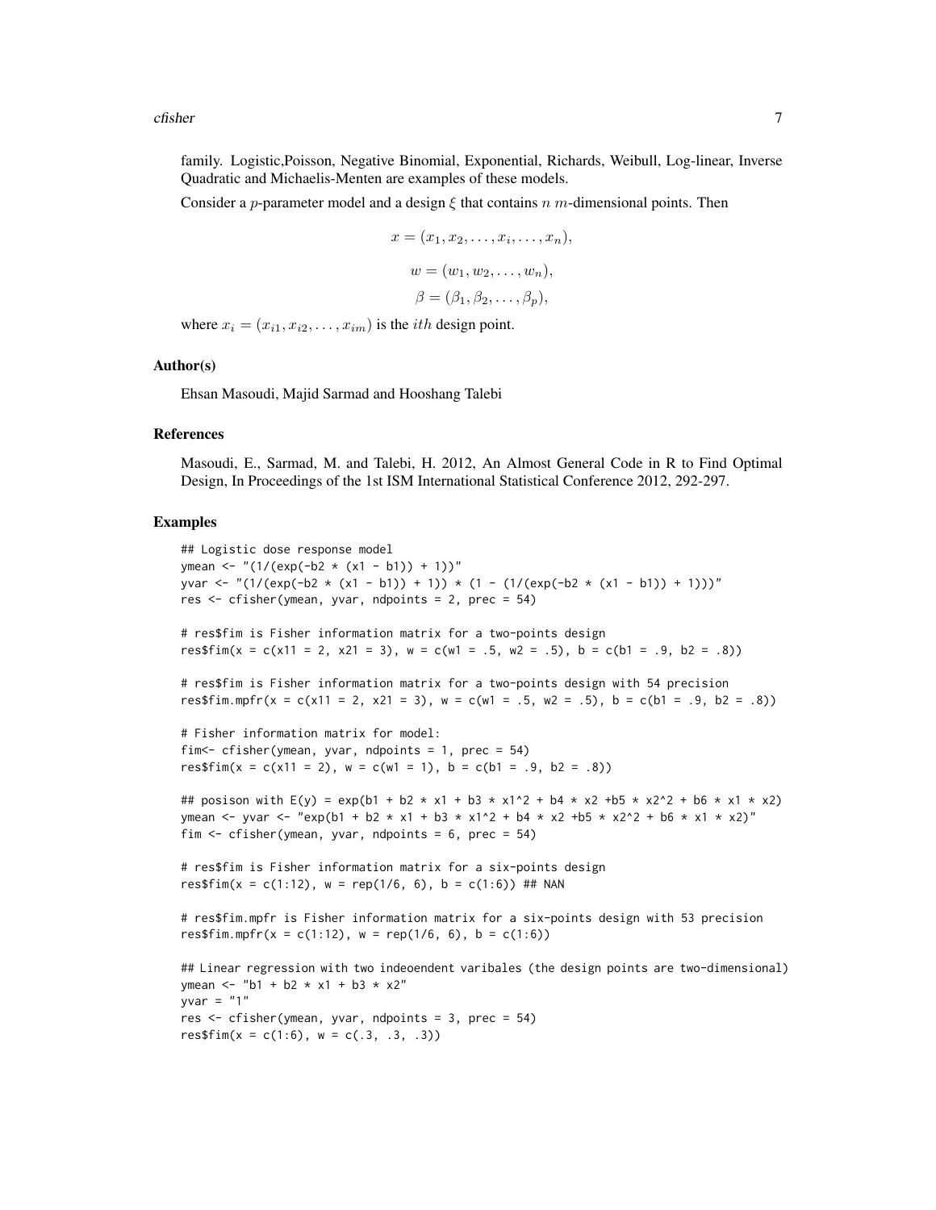family. Logistic,Poisson, Negative Binomial, Exponential, Richards, Weibull, Log-linear, Inverse Quadratic and Michaelis-Menten are examples of these models.

Consider a $p$-parameter model and a design $\xi$ that contains $n$ $m$-dimensional points. Then

$$x = (x_1, x_2, \ldots, x_i, \ldots, x_n),$$

$$w = (w_1, w_2, \ldots, w_n),$$

$$\beta = (\beta_1, \beta_2, \ldots, \beta_p),$$

where $x_i = (x_{i1}, x_{i2}, \ldots, x_{im})$ is the $ith$ design point.

### Author(s)

Ehsan Masoudi, Majid Sarmad and Hooshang Talebi

### References

Masoudi, E., Sarmad, M. and Talebi, H. 2012, An Almost General Code in R to Find Optimal Design, In Proceedings of the 1st ISM International Statistical Conference 2012, 292-297.

### Examples

```
## Logistic dose response model
ymean <- "(1/(exp(-b2 * (x1 - b1)) + 1))"
yvar <- "(1/(exp(-b2 * (x1 - b1)) + 1)) * (1 - (1/(exp(-b2 * (x1 - b1)) + 1)))"
res <- cfisher(ymean, yvar, ndpoints = 2, prec = 54)

# res$fim is Fisher information matrix for a two-points design
res$fim(x = c(x11 = 2, x21 = 3), w = c(w1 = .5, w2 = .5), b = c(b1 = .9, b2 = .8))

# res$fim is Fisher information matrix for a two-points design with 54 precision
res$fim.mpfr(x = c(x11 = 2, x21 = 3), w = c(w1 = .5, w2 = .5), b = c(b1 = .9, b2 = .8))

# Fisher information matrix for model:
fim<- cfisher(ymean, yvar, ndpoints = 1, prec = 54)
res$fim(x = c(x11 = 2), w = c(w1 = 1), b = c(b1 = .9, b2 = .8))

## posison with E(y) = exp(b1 + b2 * x1 + b3 * x1^2 + b4 * x2 +b5 * x2^2 + b6 * x1 * x2)
ymean <- yvar <- "exp(b1 + b2 * x1 + b3 * x1^2 + b4 * x2 +b5 * x2^2 + b6 * x1 * x2)"
fim <- cfisher(ymean, yvar, ndpoints = 6, prec = 54)

# res$fim is Fisher information matrix for a six-points design
res$fim(x = c(1:12), w = rep(1/6, 6), b = c(1:6)) ## NAN

# res$fim.mpfr is Fisher information matrix for a six-points design with 53 precision
res$fim.mpfr(x = c(1:12), w = rep(1/6, 6), b = c(1:6))

## Linear regression with two indeoendent varibales (the design points are two-dimensional)
ymean <- "b1 + b2 * x1 + b3 * x2"
yvar = "1"
res <- cfisher(ymean, yvar, ndpoints = 3, prec = 54)
res$fim(x = c(1:6), w = c(.3, .3, .3))
```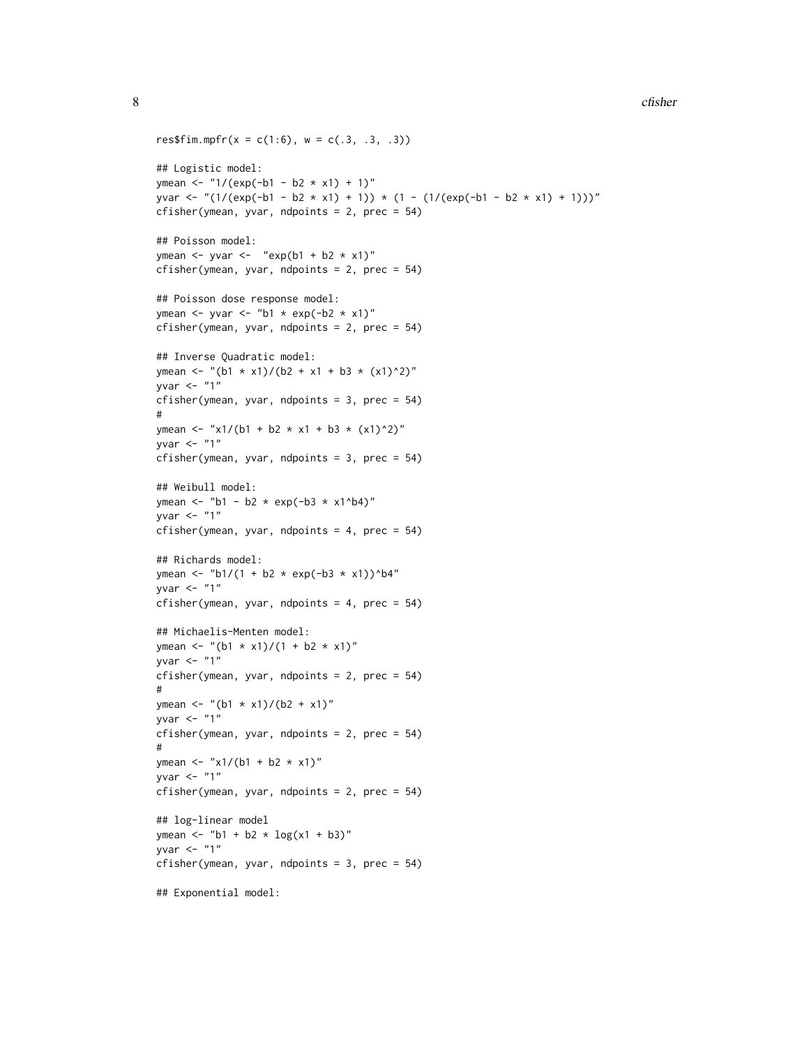```
res$fim.mpfr(x = c(1:6), w = c(.3, .3, .3))

## Logistic model:
ymean <- "1/(exp(-b1 - b2 * x1) + 1)"
yvar <- "(1/(exp(-b1 - b2 * x1) + 1)) * (1 - (1/(exp(-b1 - b2 * x1) + 1)))"
cfisher(ymean, yvar, ndpoints = 2, prec = 54)

## Poisson model:
ymean <- yvar <-  "exp(b1 + b2 * x1)"
cfisher(ymean, yvar, ndpoints = 2, prec = 54)

## Poisson dose response model:
ymean <- yvar <- "b1 * exp(-b2 * x1)"
cfisher(ymean, yvar, ndpoints = 2, prec = 54)

## Inverse Quadratic model:
ymean <- "(b1 * x1)/(b2 + x1 + b3 * (x1)^2)"
yvar <- "1"
cfisher(ymean, yvar, ndpoints = 3, prec = 54)
#
ymean <- "x1/(b1 + b2 * x1 + b3 * (x1)^2)"
yvar <- "1"
cfisher(ymean, yvar, ndpoints = 3, prec = 54)

## Weibull model:
ymean <- "b1 - b2 * exp(-b3 * x1^b4)"
yvar <- "1"
cfisher(ymean, yvar, ndpoints = 4, prec = 54)

## Richards model:
ymean <- "b1/(1 + b2 * exp(-b3 * x1))^b4"
yvar <- "1"
cfisher(ymean, yvar, ndpoints = 4, prec = 54)

## Michaelis-Menten model:
ymean <- "(b1 * x1)/(1 + b2 * x1)"
yvar <- "1"
cfisher(ymean, yvar, ndpoints = 2, prec = 54)
#
ymean <- "(b1 * x1)/(b2 + x1)"
yvar <- "1"
cfisher(ymean, yvar, ndpoints = 2, prec = 54)
#
ymean <- "x1/(b1 + b2 * x1)"
yvar <- "1"
cfisher(ymean, yvar, ndpoints = 2, prec = 54)

## log-linear model
ymean <- "b1 + b2 * log(x1 + b3)"
yvar <- "1"
cfisher(ymean, yvar, ndpoints = 3, prec = 54)

## Exponential model:
```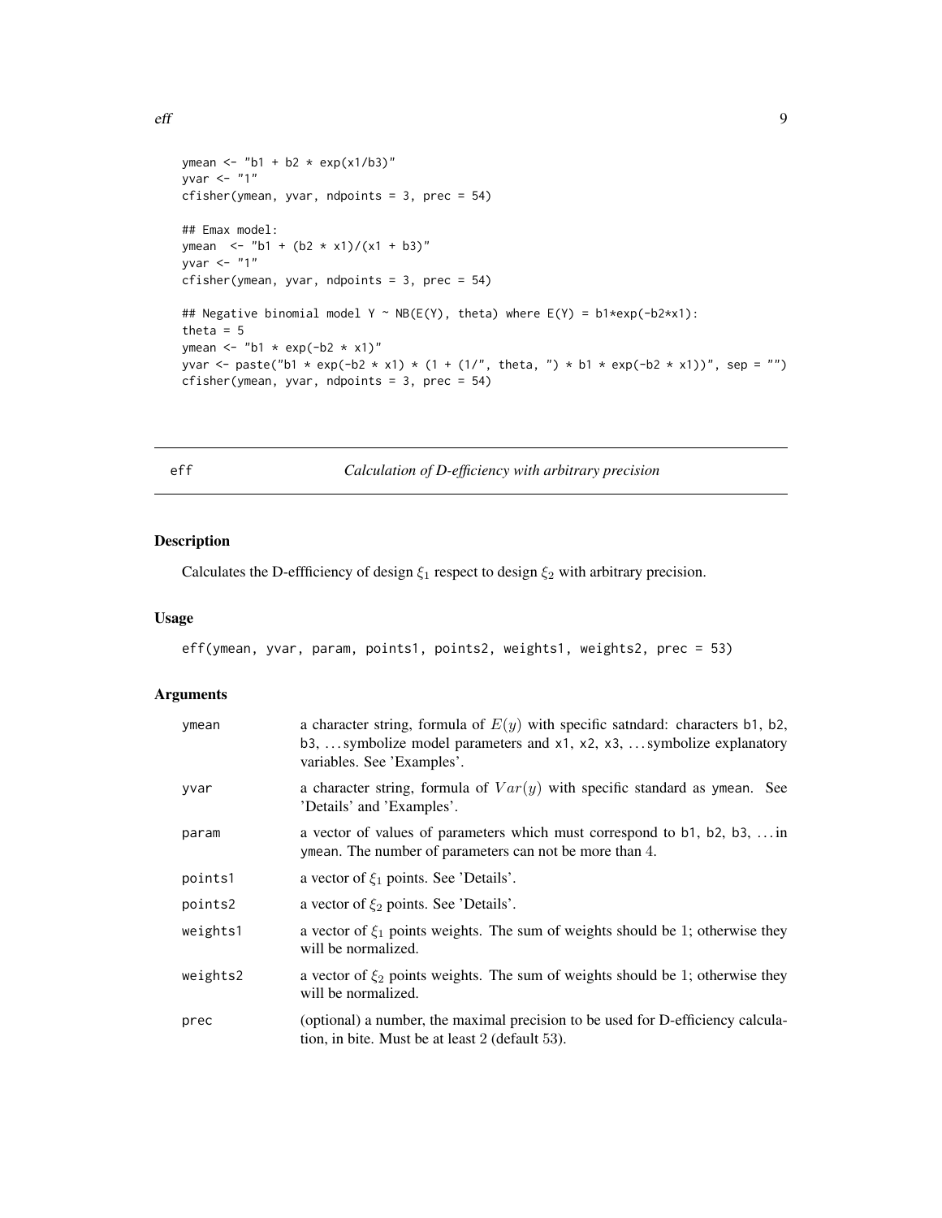```
ymean <- "b1 + b2 * exp(x1/b3)"
yvar <- "1"
cfisher(ymean, yvar, ndpoints = 3, prec = 54)

## Emax model:
ymean  <- "b1 + (b2 * x1)/(x1 + b3)"
yvar <- "1"
cfisher(ymean, yvar, ndpoints = 3, prec = 54)

## Negative binomial model Y ~ NB(E(Y), theta) where E(Y) = b1*exp(-b2*x1):
theta = 5
ymean <- "b1 * exp(-b2 * x1)"
yvar <- paste("b1 * exp(-b2 * x1) * (1 + (1/", theta, ") * b1 * exp(-b2 * x1))", sep = "")
cfisher(ymean, yvar, ndpoints = 3, prec = 54)
```

## eff — *Calculation of D-efficiency with arbitrary precision*

### Description

Calculates the D-effficiency of design $\xi_1$ respect to design $\xi_2$ with arbitrary precision.

### Usage

```
eff(ymean, yvar, param, points1, points2, weights1, weights2, prec = 53)
```

### Arguments

| | |
|---|---|
| ymean | a character string, formula of $E(y)$ with specific satndard: characters b1, b2, b3, ... symbolize model parameters and x1, x2, x3, ... symbolize explanatory variables. See 'Examples'. |
| yvar | a character string, formula of $Var(y)$ with specific standard as ymean. See 'Details' and 'Examples'. |
| param | a vector of values of parameters which must correspond to b1, b2, b3, ... in ymean. The number of parameters can not be more than $4$. |
| points1 | a vector of $\xi_1$ points. See 'Details'. |
| points2 | a vector of $\xi_2$ points. See 'Details'. |
| weights1 | a vector of $\xi_1$ points weights. The sum of weights should be 1; otherwise they will be normalized. |
| weights2 | a vector of $\xi_2$ points weights. The sum of weights should be 1; otherwise they will be normalized. |
| prec | (optional) a number, the maximal precision to be used for D-efficiency calculation, in bite. Must be at least $2$ (default $53$). |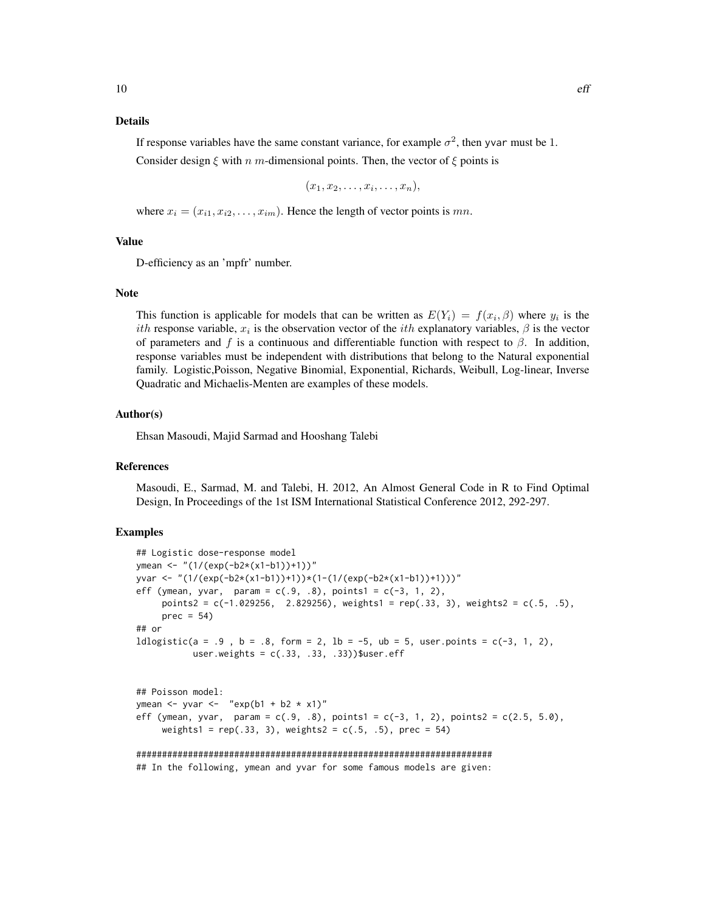### Details

If response variables have the same constant variance, for example $\sigma^2$, then `yvar` must be $1$.

Consider design $\xi$ with $n$ $m$-dimensional points. Then, the vector of $\xi$ points is

$$(x_1, x_2, \ldots, x_i, \ldots, x_n),$$

where $x_i = (x_{i1}, x_{i2}, \ldots, x_{im})$. Hence the length of vector points is $mn$.

### Value

D-efficiency as an 'mpfr' number.

### Note

This function is applicable for models that can be written as $E(Y_i) = f(x_i, \beta)$ where $y_i$ is the $ith$ response variable, $x_i$ is the observation vector of the $ith$ explanatory variables, $\beta$ is the vector of parameters and $f$ is a continuous and differentiable function with respect to $\beta$. In addition, response variables must be independent with distributions that belong to the Natural exponential family. Logistic,Poisson, Negative Binomial, Exponential, Richards, Weibull, Log-linear, Inverse Quadratic and Michaelis-Menten are examples of these models.

### Author(s)

Ehsan Masoudi, Majid Sarmad and Hooshang Talebi

### References

Masoudi, E., Sarmad, M. and Talebi, H. 2012, An Almost General Code in R to Find Optimal Design, In Proceedings of the 1st ISM International Statistical Conference 2012, 292-297.

### Examples

```
## Logistic dose-response model
ymean <- "(1/(exp(-b2*(x1-b1))+1))"
yvar <- "(1/(exp(-b2*(x1-b1))+1))*(1-(1/(exp(-b2*(x1-b1))+1)))"
eff (ymean, yvar,  param = c(.9, .8), points1 = c(-3, 1, 2),
     points2 = c(-1.029256,  2.829256), weights1 = rep(.33, 3), weights2 = c(.5, .5),
     prec = 54)
## or
ldlogistic(a = .9 , b = .8, form = 2, lb = -5, ub = 5, user.points = c(-3, 1, 2),
           user.weights = c(.33, .33, .33))$user.eff


## Poisson model:
ymean <- yvar <-  "exp(b1 + b2 * x1)"
eff (ymean, yvar,  param = c(.9, .8), points1 = c(-3, 1, 2), points2 = c(2.5, 5.0),
     weights1 = rep(.33, 3), weights2 = c(.5, .5), prec = 54)

########################################################################
## In the following, ymean and yvar for some famous models are given:
```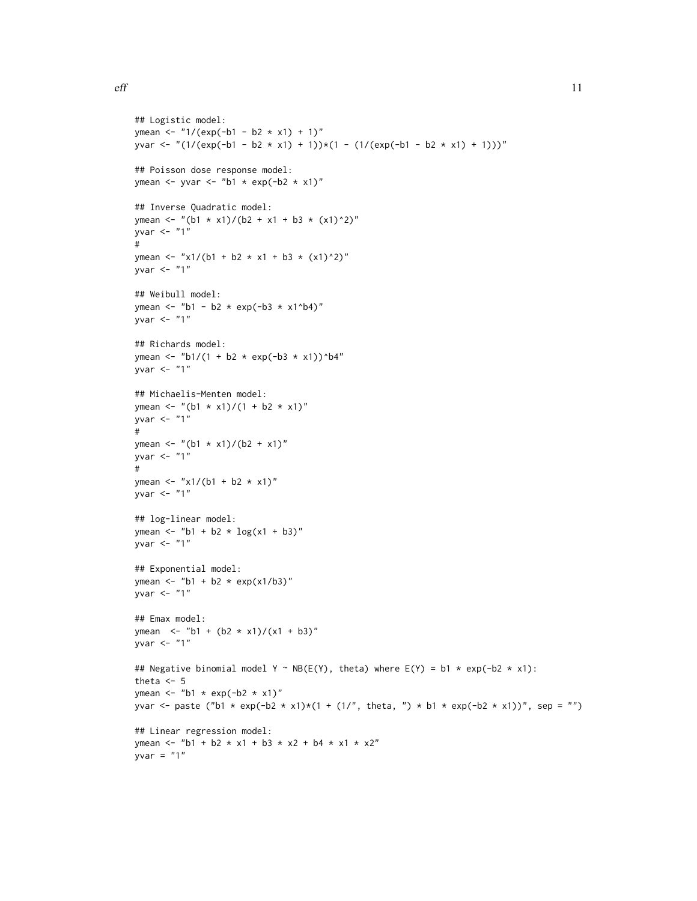```
## Logistic model:
ymean <- "1/(exp(-b1 - b2 * x1) + 1)"
yvar <- "(1/(exp(-b1 - b2 * x1) + 1))*(1 - (1/(exp(-b1 - b2 * x1) + 1)))"

## Poisson dose response model:
ymean <- yvar <- "b1 * exp(-b2 * x1)"

## Inverse Quadratic model:
ymean <- "(b1 * x1)/(b2 + x1 + b3 * (x1)^2)"
yvar <- "1"
#
ymean <- "x1/(b1 + b2 * x1 + b3 * (x1)^2)"
yvar <- "1"

## Weibull model:
ymean <- "b1 - b2 * exp(-b3 * x1^b4)"
yvar <- "1"

## Richards model:
ymean <- "b1/(1 + b2 * exp(-b3 * x1))^b4"
yvar <- "1"

## Michaelis-Menten model:
ymean <- "(b1 * x1)/(1 + b2 * x1)"
yvar <- "1"
#
ymean <- "(b1 * x1)/(b2 + x1)"
yvar <- "1"
#
ymean <- "x1/(b1 + b2 * x1)"
yvar <- "1"

## log-linear model:
ymean <- "b1 + b2 * log(x1 + b3)"
yvar <- "1"

## Exponential model:
ymean <- "b1 + b2 * exp(x1/b3)"
yvar <- "1"

## Emax model:
ymean  <- "b1 + (b2 * x1)/(x1 + b3)"
yvar <- "1"

## Negative binomial model Y ~ NB(E(Y), theta) where E(Y) = b1 * exp(-b2 * x1):
theta <- 5
ymean <- "b1 * exp(-b2 * x1)"
yvar <- paste ("b1 * exp(-b2 * x1)*(1 + (1/", theta, ") * b1 * exp(-b2 * x1))", sep = "")

## Linear regression model:
ymean <- "b1 + b2 * x1 + b3 * x2 + b4 * x1 * x2"
yvar = "1"
```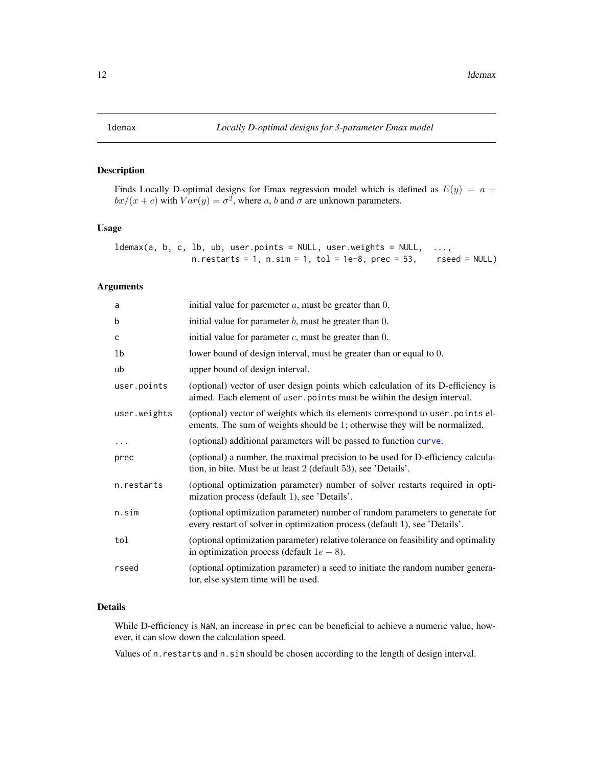ldemax *Locally D-optimal designs for 3-parameter Emax model*

## Description

Finds Locally D-optimal designs for Emax regression model which is defined as $E(y) = a + bx/(x + c)$ with $Var(y) = \sigma^2$, where $a$, $b$ and $\sigma$ are unknown parameters.

## Usage

```
ldemax(a, b, c, lb, ub, user.points = NULL, user.weights = NULL,  ...,
               n.restarts = 1, n.sim = 1, tol = 1e-8, prec = 53,    rseed = NULL)
```

## Arguments

| | |
|---|---|
| a | initial value for paremeter $a$, must be greater than 0. |
| b | initial value for parameter $b$, must be greater than 0. |
| c | initial value for parameter $c$, must be greater than 0. |
| lb | lower bound of design interval, must be greater than or equal to 0. |
| ub | upper bound of design interval. |
| user.points | (optional) vector of user design points which calculation of its D-efficiency is aimed. Each element of user.points must be within the design interval. |
| user.weights | (optional) vector of weights which its elements correspond to user.points elements. The sum of weights should be 1; otherwise they will be normalized. |
| ... | (optional) additional parameters will be passed to function curve. |
| prec | (optional) a number, the maximal precision to be used for D-efficiency calculation, in bite. Must be at least 2 (default 53), see 'Details'. |
| n.restarts | (optional optimization parameter) number of solver restarts required in optimization process (default 1), see 'Details'. |
| n.sim | (optional optimization parameter) number of random parameters to generate for every restart of solver in optimization process (default 1), see 'Details'. |
| tol | (optional optimization parameter) relative tolerance on feasibility and optimality in optimization process (default $1e-8$). |
| rseed | (optional optimization parameter) a seed to initiate the random number generator, else system time will be used. |

## Details

While D-efficiency is NaN, an increase in prec can be beneficial to achieve a numeric value, however, it can slow down the calculation speed.

Values of n.restarts and n.sim should be chosen according to the length of design interval.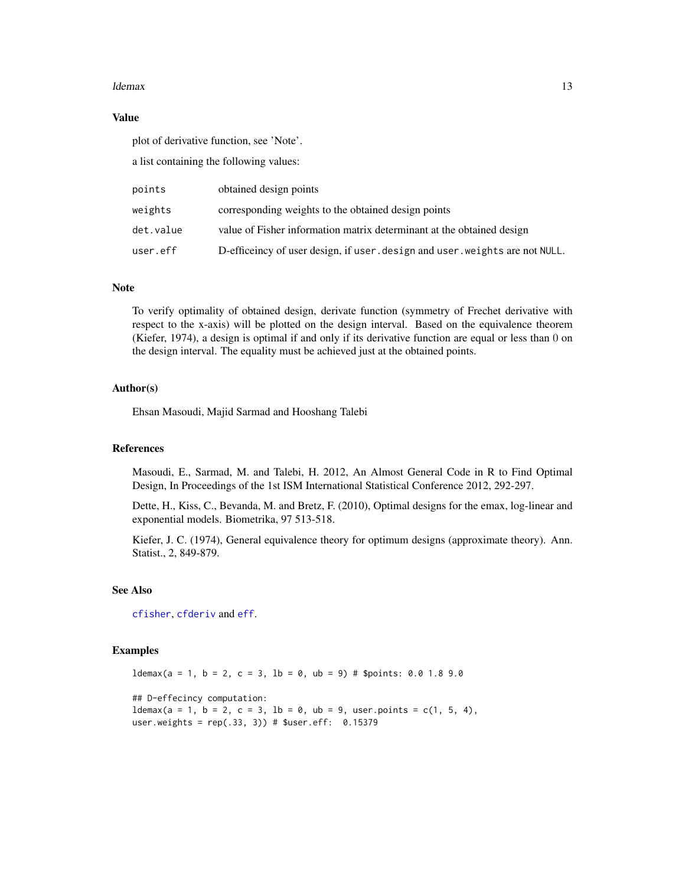## Value

plot of derivative function, see 'Note'.

a list containing the following values:

| | |
|---|---|
| `points` | obtained design points |
| `weights` | corresponding weights to the obtained design points |
| `det.value` | value of Fisher information matrix determinant at the obtained design |
| `user.eff` | D-efficeincy of user design, if `user.design` and `user.weights` are not `NULL`. |

## Note

To verify optimality of obtained design, derivate function (symmetry of Frechet derivative with respect to the x-axis) will be plotted on the design interval. Based on the equivalence theorem (Kiefer, 1974), a design is optimal if and only if its derivative function are equal or less than 0 on the design interval. The equality must be achieved just at the obtained points.

## Author(s)

Ehsan Masoudi, Majid Sarmad and Hooshang Talebi

## References

Masoudi, E., Sarmad, M. and Talebi, H. 2012, An Almost General Code in R to Find Optimal Design, In Proceedings of the 1st ISM International Statistical Conference 2012, 292-297.

Dette, H., Kiss, C., Bevanda, M. and Bretz, F. (2010), Optimal designs for the emax, log-linear and exponential models. Biometrika, 97 513-518.

Kiefer, J. C. (1974), General equivalence theory for optimum designs (approximate theory). Ann. Statist., 2, 849-879.

## See Also

`cfisher`, `cfderiv` and `eff`.

## Examples

```
ldemax(a = 1, b = 2, c = 3, lb = 0, ub = 9) # $points: 0.0 1.8 9.0

## D-effecincy computation:
ldemax(a = 1, b = 2, c = 3, lb = 0, ub = 9, user.points = c(1, 5, 4),
user.weights = rep(.33, 3)) # $user.eff:  0.15379
```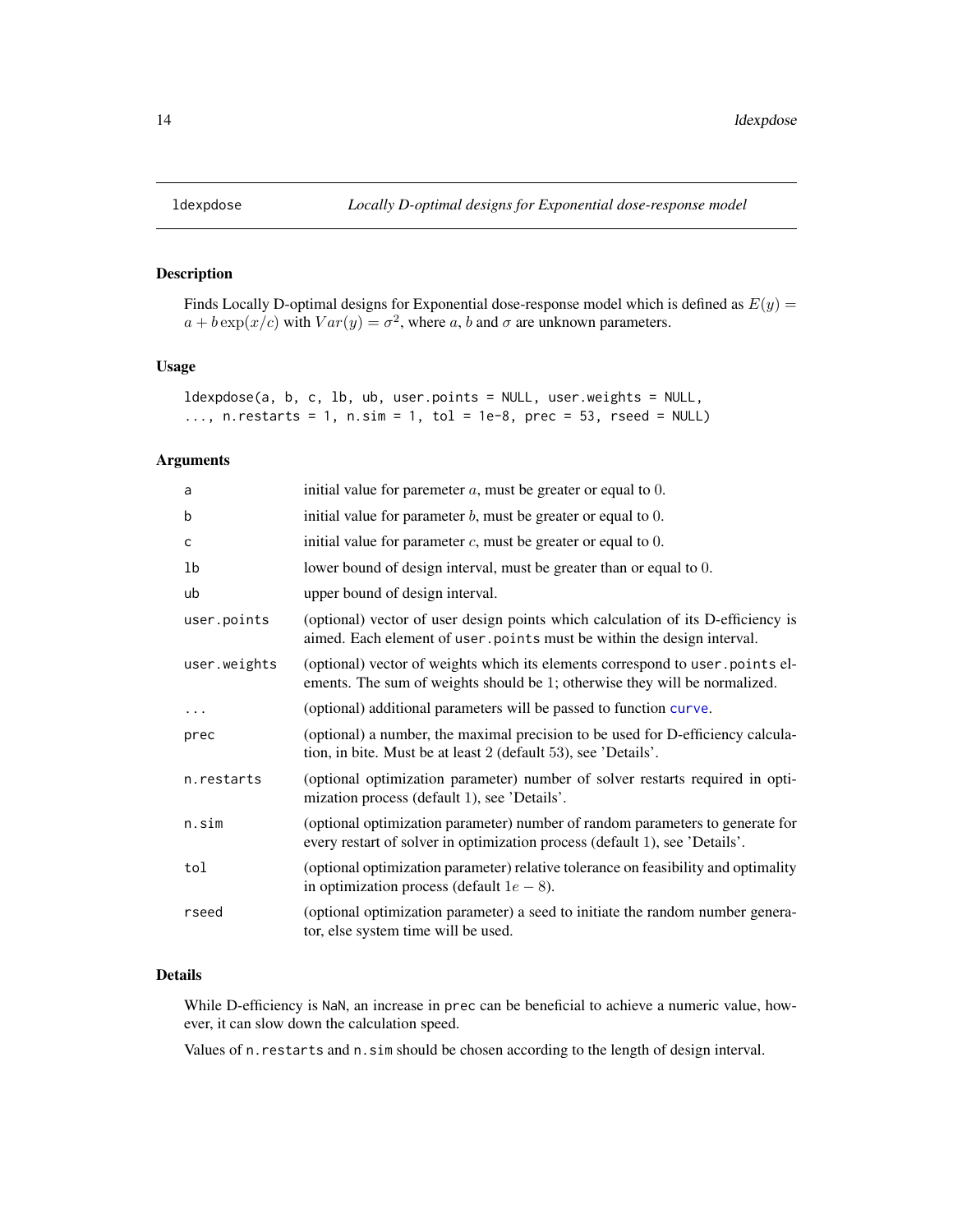## ldexpdose — *Locally D-optimal designs for Exponential dose-response model*

### Description

Finds Locally D-optimal designs for Exponential dose-response model which is defined as $E(y) = a + b\exp(x/c)$ with $Var(y) = \sigma^2$, where $a$, $b$ and $\sigma$ are unknown parameters.

### Usage

```
ldexpdose(a, b, c, lb, ub, user.points = NULL, user.weights = NULL,
..., n.restarts = 1, n.sim = 1, tol = 1e-8, prec = 53, rseed = NULL)
```

### Arguments

| | |
|---|---|
| a | initial value for paremeter $a$, must be greater or equal to 0. |
| b | initial value for parameter $b$, must be greater or equal to 0. |
| c | initial value for parameter $c$, must be greater or equal to 0. |
| lb | lower bound of design interval, must be greater than or equal to 0. |
| ub | upper bound of design interval. |
| user.points | (optional) vector of user design points which calculation of its D-efficiency is aimed. Each element of user.points must be within the design interval. |
| user.weights | (optional) vector of weights which its elements correspond to user.points elements. The sum of weights should be 1; otherwise they will be normalized. |
| ... | (optional) additional parameters will be passed to function curve. |
| prec | (optional) a number, the maximal precision to be used for D-efficiency calculation, in bite. Must be at least 2 (default 53), see 'Details'. |
| n.restarts | (optional optimization parameter) number of solver restarts required in optimization process (default 1), see 'Details'. |
| n.sim | (optional optimization parameter) number of random parameters to generate for every restart of solver in optimization process (default 1), see 'Details'. |
| tol | (optional optimization parameter) relative tolerance on feasibility and optimality in optimization process (default $1e-8$). |
| rseed | (optional optimization parameter) a seed to initiate the random number generator, else system time will be used. |

### Details

While D-efficiency is NaN, an increase in prec can be beneficial to achieve a numeric value, however, it can slow down the calculation speed.

Values of n.restarts and n.sim should be chosen according to the length of design interval.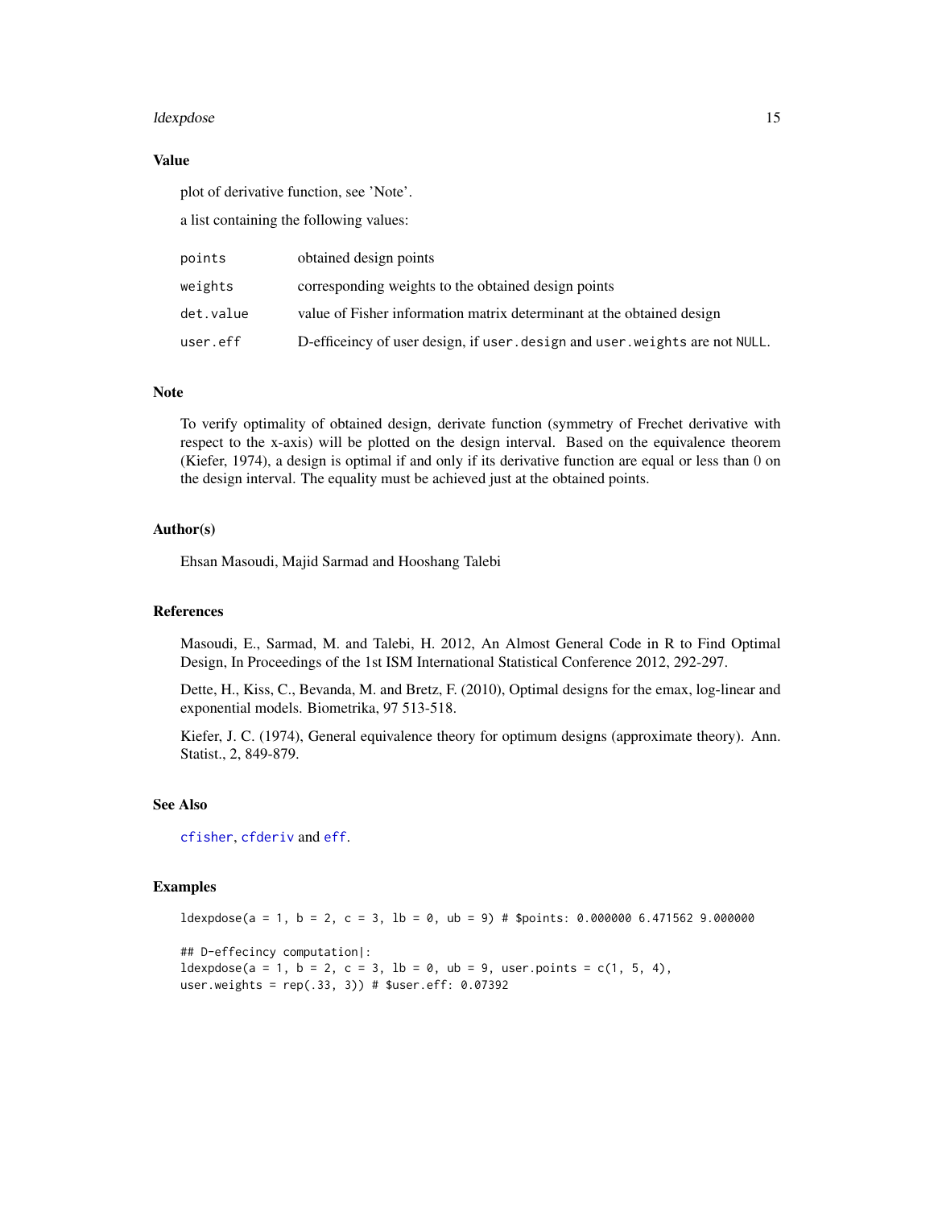## Value

plot of derivative function, see 'Note'.

a list containing the following values:

| | |
|---|---|
| points | obtained design points |
| weights | corresponding weights to the obtained design points |
| det.value | value of Fisher information matrix determinant at the obtained design |
| user.eff | D-efficeincy of user design, if user.design and user.weights are not NULL. |

## Note

To verify optimality of obtained design, derivate function (symmetry of Frechet derivative with respect to the x-axis) will be plotted on the design interval. Based on the equivalence theorem (Kiefer, 1974), a design is optimal if and only if its derivative function are equal or less than 0 on the design interval. The equality must be achieved just at the obtained points.

## Author(s)

Ehsan Masoudi, Majid Sarmad and Hooshang Talebi

## References

Masoudi, E., Sarmad, M. and Talebi, H. 2012, An Almost General Code in R to Find Optimal Design, In Proceedings of the 1st ISM International Statistical Conference 2012, 292-297.

Dette, H., Kiss, C., Bevanda, M. and Bretz, F. (2010), Optimal designs for the emax, log-linear and exponential models. Biometrika, 97 513-518.

Kiefer, J. C. (1974), General equivalence theory for optimum designs (approximate theory). Ann. Statist., 2, 849-879.

## See Also

cfisher, cfderiv and eff.

## Examples

```
ldexpdose(a = 1, b = 2, c = 3, lb = 0, ub = 9) # $points: 0.000000 6.471562 9.000000

## D-effecincy computation|:
ldexpdose(a = 1, b = 2, c = 3, lb = 0, ub = 9, user.points = c(1, 5, 4),
user.weights = rep(.33, 3)) # $user.eff: 0.07392
```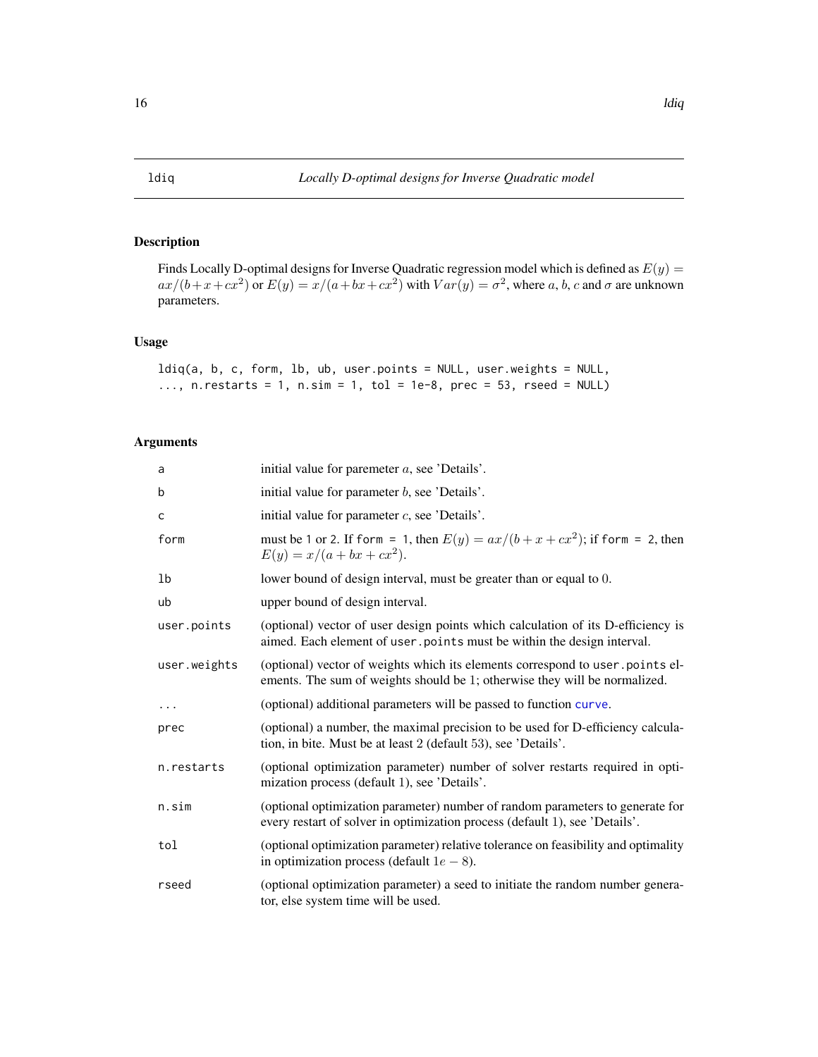# ldiq — *Locally D-optimal designs for Inverse Quadratic model*

## Description

Finds Locally D-optimal designs for Inverse Quadratic regression model which is defined as $E(y) = ax/(b + x + cx^2)$ or $E(y) = x/(a + bx + cx^2)$ with $Var(y) = \sigma^2$, where $a$, $b$, $c$ and $\sigma$ are unknown parameters.

## Usage

```
ldiq(a, b, c, form, lb, ub, user.points = NULL, user.weights = NULL,
..., n.restarts = 1, n.sim = 1, tol = 1e-8, prec = 53, rseed = NULL)
```

## Arguments

| | |
|---|---|
| a | initial value for paremeter $a$, see 'Details'. |
| b | initial value for parameter $b$, see 'Details'. |
| c | initial value for parameter $c$, see 'Details'. |
| form | must be 1 or 2. If `form = 1`, then $E(y) = ax/(b + x + cx^2)$; if `form = 2`, then $E(y) = x/(a + bx + cx^2)$. |
| lb | lower bound of design interval, must be greater than or equal to $0$. |
| ub | upper bound of design interval. |
| user.points | (optional) vector of user design points which calculation of its D-efficiency is aimed. Each element of `user.points` must be within the design interval. |
| user.weights | (optional) vector of weights which its elements correspond to `user.points` elements. The sum of weights should be $1$; otherwise they will be normalized. |
| ... | (optional) additional parameters will be passed to function `curve`. |
| prec | (optional) a number, the maximal precision to be used for D-efficiency calculation, in bite. Must be at least 2 (default 53), see 'Details'. |
| n.restarts | (optional optimization parameter) number of solver restarts required in optimization process (default 1), see 'Details'. |
| n.sim | (optional optimization parameter) number of random parameters to generate for every restart of solver in optimization process (default 1), see 'Details'. |
| tol | (optional optimization parameter) relative tolerance on feasibility and optimality in optimization process (default $1e-8$). |
| rseed | (optional optimization parameter) a seed to initiate the random number generator, else system time will be used. |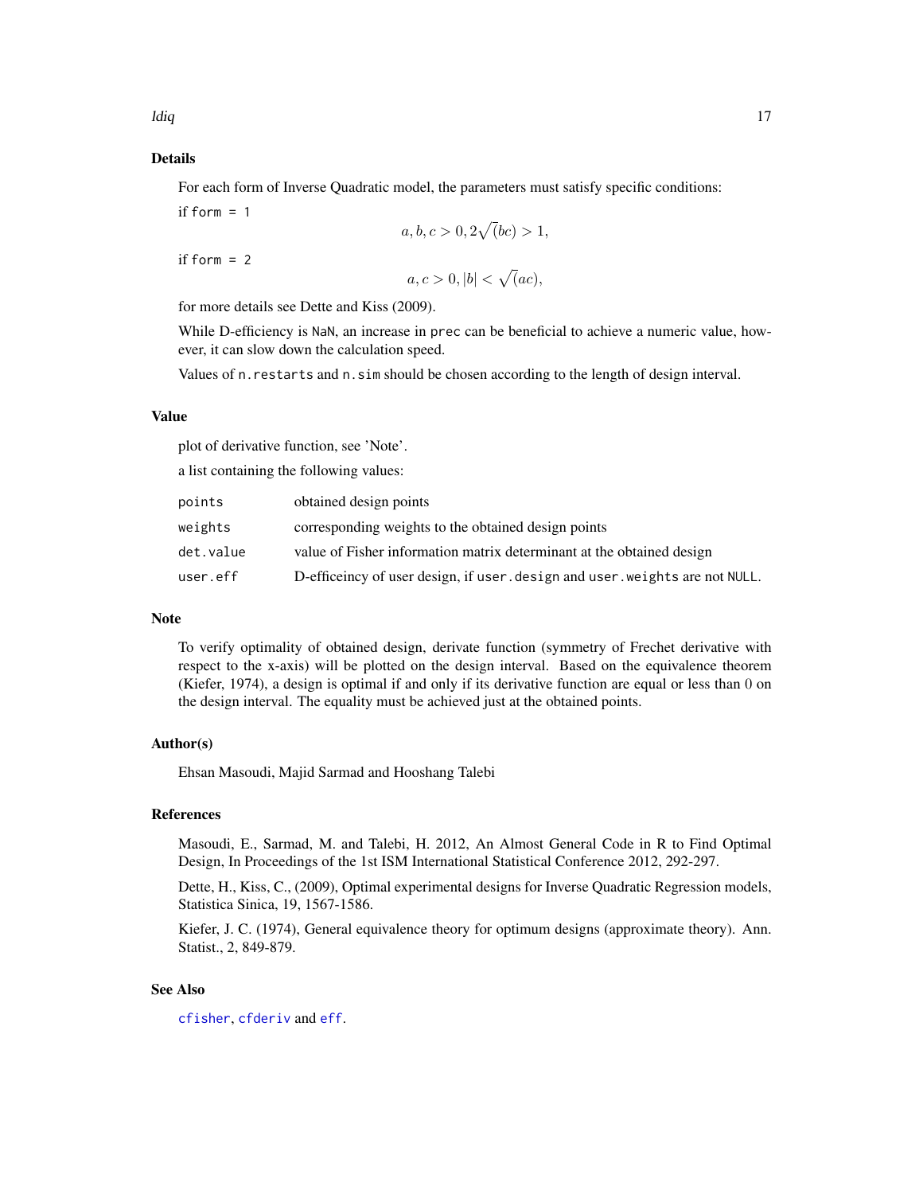## Details

For each form of Inverse Quadratic model, the parameters must satisfy specific conditions:

if `form = 1`

$$a, b, c > 0, 2\sqrt(bc) > 1,$$

if `form = 2`

$$a, c > 0, |b| < \sqrt(ac),$$

for more details see Dette and Kiss (2009).

While D-efficiency is `NaN`, an increase in `prec` can be beneficial to achieve a numeric value, however, it can slow down the calculation speed.

Values of `n.restarts` and `n.sim` should be chosen according to the length of design interval.

## Value

plot of derivative function, see 'Note'.

a list containing the following values:

| | |
|---|---|
| `points` | obtained design points |
| `weights` | corresponding weights to the obtained design points |
| `det.value` | value of Fisher information matrix determinant at the obtained design |
| `user.eff` | D-efficeincy of user design, if `user.design` and `user.weights` are not `NULL`. |

## Note

To verify optimality of obtained design, derivate function (symmetry of Frechet derivative with respect to the x-axis) will be plotted on the design interval. Based on the equivalence theorem (Kiefer, 1974), a design is optimal if and only if its derivative function are equal or less than 0 on the design interval. The equality must be achieved just at the obtained points.

## Author(s)

Ehsan Masoudi, Majid Sarmad and Hooshang Talebi

## References

Masoudi, E., Sarmad, M. and Talebi, H. 2012, An Almost General Code in R to Find Optimal Design, In Proceedings of the 1st ISM International Statistical Conference 2012, 292-297.

Dette, H., Kiss, C., (2009), Optimal experimental designs for Inverse Quadratic Regression models, Statistica Sinica, 19, 1567-1586.

Kiefer, J. C. (1974), General equivalence theory for optimum designs (approximate theory). Ann. Statist., 2, 849-879.

## See Also

`cfisher`, `cfderiv` and `eff`.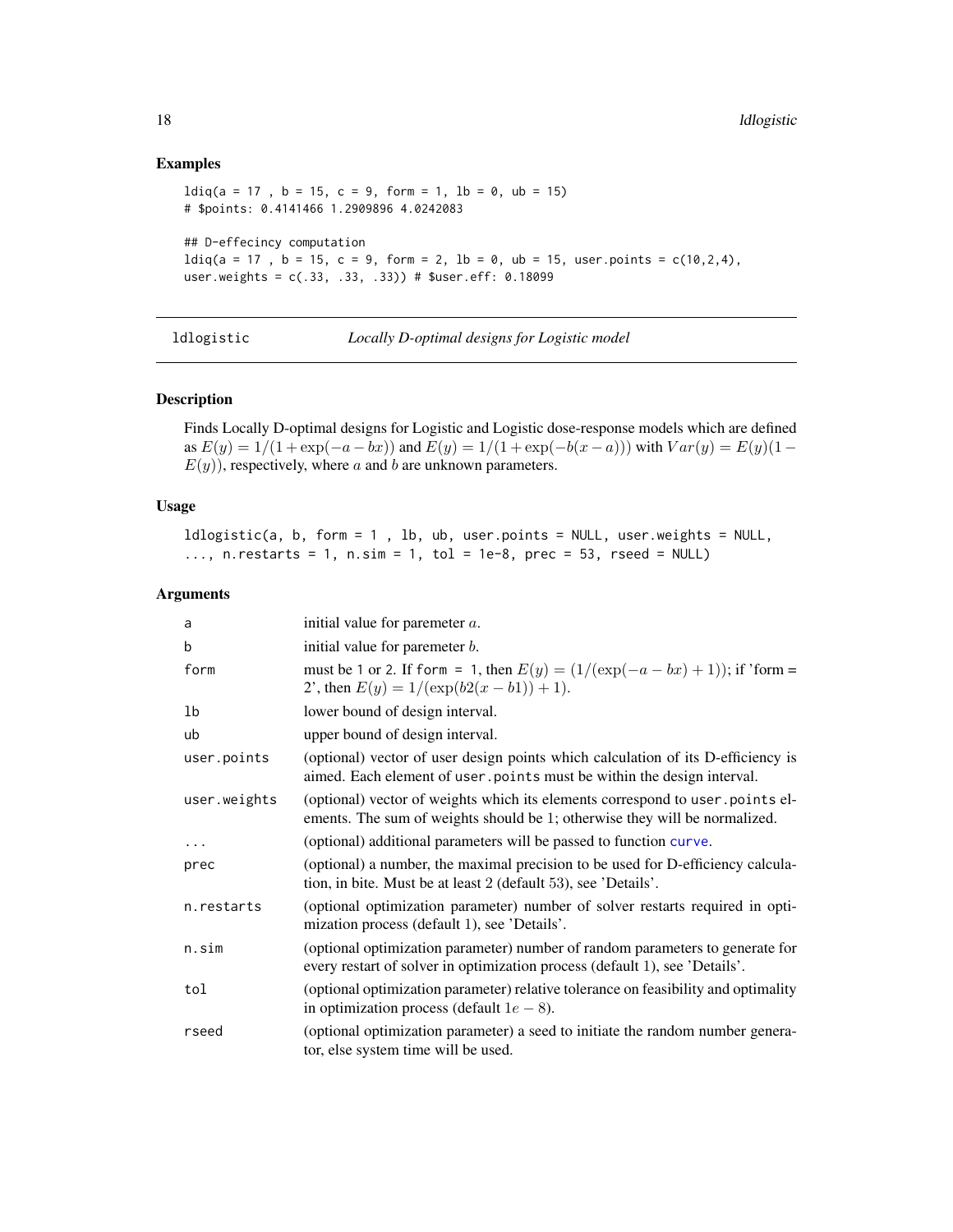## Examples

```
ldiq(a = 17 , b = 15, c = 9, form = 1, lb = 0, ub = 15)
# $points: 0.4141466 1.2909896 4.0242083

## D-effecincy computation
ldiq(a = 17 , b = 15, c = 9, form = 2, lb = 0, ub = 15, user.points = c(10,2,4),
user.weights = c(.33, .33, .33)) # $user.eff: 0.18099
```

---

# ldlogistic — *Locally D-optimal designs for Logistic model*

---

## Description

Finds Locally D-optimal designs for Logistic and Logistic dose-response models which are defined as $E(y) = 1/(1 + \exp(-a - bx))$ and $E(y) = 1/(1 + \exp(-b(x - a)))$ with $Var(y) = E(y)(1 - E(y))$, respectively, where $a$ and $b$ are unknown parameters.

## Usage

```
ldlogistic(a, b, form = 1 , lb, ub, user.points = NULL, user.weights = NULL,
..., n.restarts = 1, n.sim = 1, tol = 1e-8, prec = 53, rseed = NULL)
```

## Arguments

| | |
|---|---|
| a | initial value for paremeter $a$. |
| b | initial value for paremeter $b$. |
| form | must be 1 or 2. If form = 1, then $E(y) = (1/(\exp(-a - bx) + 1))$; if 'form = 2', then $E(y) = 1/(\exp(b2(x - b1)) + 1)$. |
| lb | lower bound of design interval. |
| ub | upper bound of design interval. |
| user.points | (optional) vector of user design points which calculation of its D-efficiency is aimed. Each element of user.points must be within the design interval. |
| user.weights | (optional) vector of weights which its elements correspond to user.points elements. The sum of weights should be 1; otherwise they will be normalized. |
| ... | (optional) additional parameters will be passed to function curve. |
| prec | (optional) a number, the maximal precision to be used for D-efficiency calculation, in bite. Must be at least 2 (default 53), see 'Details'. |
| n.restarts | (optional optimization parameter) number of solver restarts required in optimization process (default 1), see 'Details'. |
| n.sim | (optional optimization parameter) number of random parameters to generate for every restart of solver in optimization process (default 1), see 'Details'. |
| tol | (optional optimization parameter) relative tolerance on feasibility and optimality in optimization process (default $1e - 8$). |
| rseed | (optional optimization parameter) a seed to initiate the random number generator, else system time will be used. |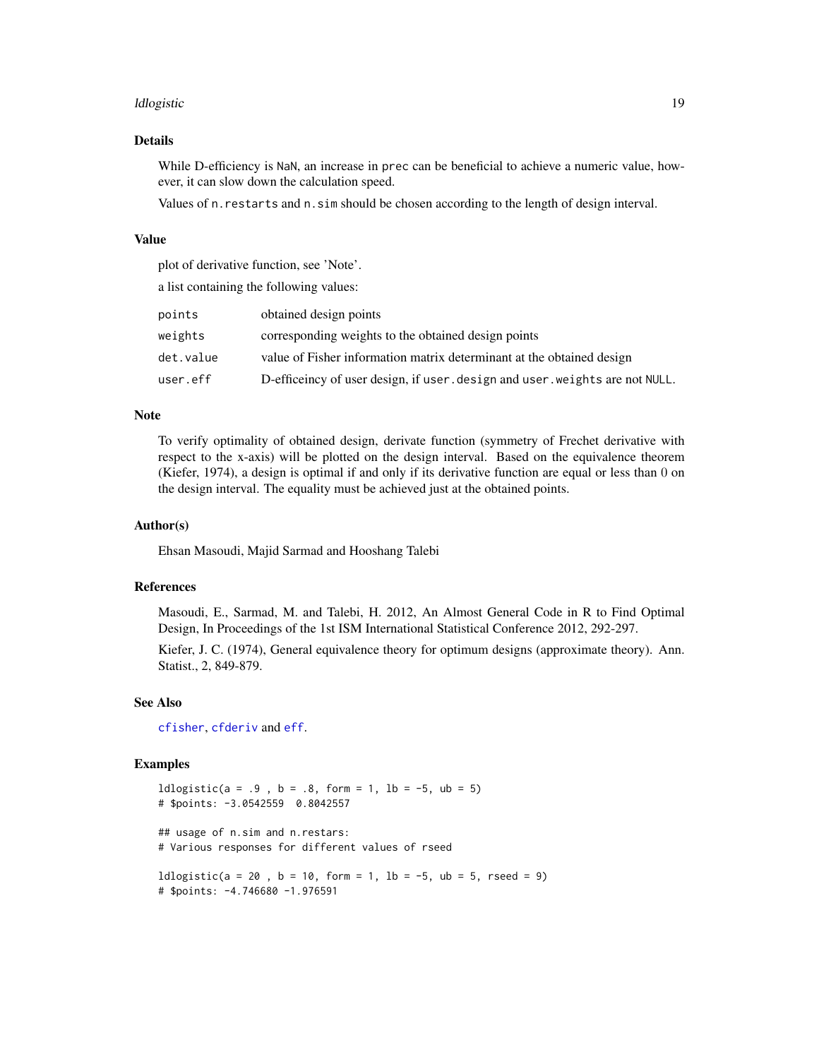### Details

While D-efficiency is `NaN`, an increase in `prec` can be beneficial to achieve a numeric value, however, it can slow down the calculation speed.

Values of `n.restarts` and `n.sim` should be chosen according to the length of design interval.

### Value

plot of derivative function, see 'Note'.

a list containing the following values:

| | |
|---|---|
| `points` | obtained design points |
| `weights` | corresponding weights to the obtained design points |
| `det.value` | value of Fisher information matrix determinant at the obtained design |
| `user.eff` | D-efficeincy of user design, if `user.design` and `user.weights` are not `NULL`. |

### Note

To verify optimality of obtained design, derivate function (symmetry of Frechet derivative with respect to the x-axis) will be plotted on the design interval. Based on the equivalence theorem (Kiefer, 1974), a design is optimal if and only if its derivative function are equal or less than 0 on the design interval. The equality must be achieved just at the obtained points.

### Author(s)

Ehsan Masoudi, Majid Sarmad and Hooshang Talebi

### References

Masoudi, E., Sarmad, M. and Talebi, H. 2012, An Almost General Code in R to Find Optimal Design, In Proceedings of the 1st ISM International Statistical Conference 2012, 292-297.

Kiefer, J. C. (1974), General equivalence theory for optimum designs (approximate theory). Ann. Statist., 2, 849-879.

### See Also

`cfisher`, `cfderiv` and `eff`.

### Examples

```
ldlogistic(a = .9 , b = .8, form = 1, lb = -5, ub = 5)
# $points: -3.0542559  0.8042557

## usage of n.sim and n.restars:
# Various responses for different values of rseed

ldlogistic(a = 20 , b = 10, form = 1, lb = -5, ub = 5, rseed = 9)
# $points: -4.746680 -1.976591
```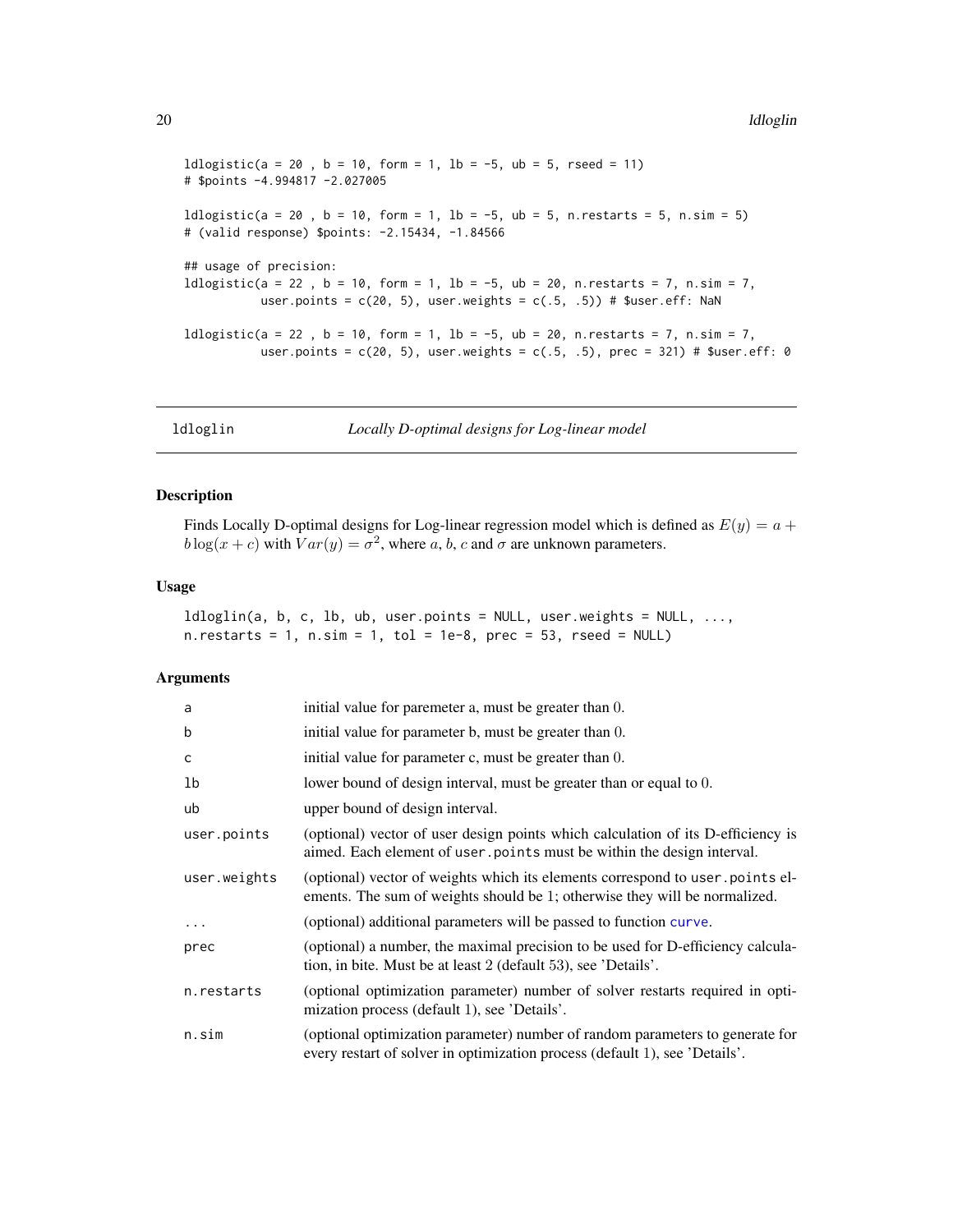```
ldlogistic(a = 20 , b = 10, form = 1, lb = -5, ub = 5, rseed = 11)
# $points -4.994817 -2.027005

ldlogistic(a = 20 , b = 10, form = 1, lb = -5, ub = 5, n.restarts = 5, n.sim = 5)
# (valid response) $points: -2.15434, -1.84566

## usage of precision:
ldlogistic(a = 22 , b = 10, form = 1, lb = -5, ub = 20, n.restarts = 7, n.sim = 7,
           user.points = c(20, 5), user.weights = c(.5, .5)) # $user.eff: NaN

ldlogistic(a = 22 , b = 10, form = 1, lb = -5, ub = 20, n.restarts = 7, n.sim = 7,
           user.points = c(20, 5), user.weights = c(.5, .5), prec = 321) # $user.eff: 0
```

## ldloglin — *Locally D-optimal designs for Log-linear model*

### Description

Finds Locally D-optimal designs for Log-linear regression model which is defined as $E(y) = a + b\log(x + c)$ with $Var(y) = \sigma^2$, where $a$, $b$, $c$ and $\sigma$ are unknown parameters.

### Usage

```
ldloglin(a, b, c, lb, ub, user.points = NULL, user.weights = NULL, ...,
n.restarts = 1, n.sim = 1, tol = 1e-8, prec = 53, rseed = NULL)
```

### Arguments

| | |
|---|---|
| a | initial value for paremeter a, must be greater than 0. |
| b | initial value for parameter b, must be greater than 0. |
| c | initial value for parameter c, must be greater than 0. |
| lb | lower bound of design interval, must be greater than or equal to 0. |
| ub | upper bound of design interval. |
| user.points | (optional) vector of user design points which calculation of its D-efficiency is aimed. Each element of user.points must be within the design interval. |
| user.weights | (optional) vector of weights which its elements correspond to user.points elements. The sum of weights should be 1; otherwise they will be normalized. |
| ... | (optional) additional parameters will be passed to function curve. |
| prec | (optional) a number, the maximal precision to be used for D-efficiency calculation, in bite. Must be at least 2 (default 53), see 'Details'. |
| n.restarts | (optional optimization parameter) number of solver restarts required in optimization process (default 1), see 'Details'. |
| n.sim | (optional optimization parameter) number of random parameters to generate for every restart of solver in optimization process (default 1), see 'Details'. |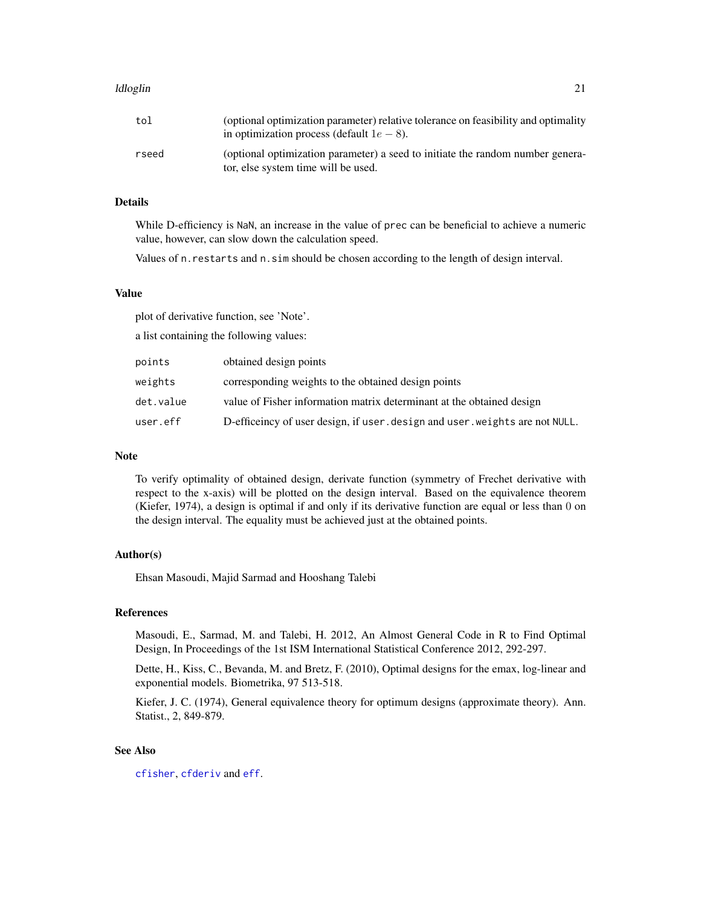| | |
|---|---|
| tol | (optional optimization parameter) relative tolerance on feasibility and optimality in optimization process (default $1e-8$). |
| rseed | (optional optimization parameter) a seed to initiate the random number generator, else system time will be used. |

### Details

While D-efficiency is NaN, an increase in the value of prec can be beneficial to achieve a numeric value, however, can slow down the calculation speed.

Values of n.restarts and n.sim should be chosen according to the length of design interval.

### Value

plot of derivative function, see 'Note'.

a list containing the following values:

| | |
|---|---|
| points | obtained design points |
| weights | corresponding weights to the obtained design points |
| det.value | value of Fisher information matrix determinant at the obtained design |
| user.eff | D-efficeincy of user design, if user.design and user.weights are not NULL. |

### Note

To verify optimality of obtained design, derivate function (symmetry of Frechet derivative with respect to the x-axis) will be plotted on the design interval. Based on the equivalence theorem (Kiefer, 1974), a design is optimal if and only if its derivative function are equal or less than 0 on the design interval. The equality must be achieved just at the obtained points.

### Author(s)

Ehsan Masoudi, Majid Sarmad and Hooshang Talebi

### References

Masoudi, E., Sarmad, M. and Talebi, H. 2012, An Almost General Code in R to Find Optimal Design, In Proceedings of the 1st ISM International Statistical Conference 2012, 292-297.

Dette, H., Kiss, C., Bevanda, M. and Bretz, F. (2010), Optimal designs for the emax, log-linear and exponential models. Biometrika, 97 513-518.

Kiefer, J. C. (1974), General equivalence theory for optimum designs (approximate theory). Ann. Statist., 2, 849-879.

### See Also

cfisher, cfderiv and eff.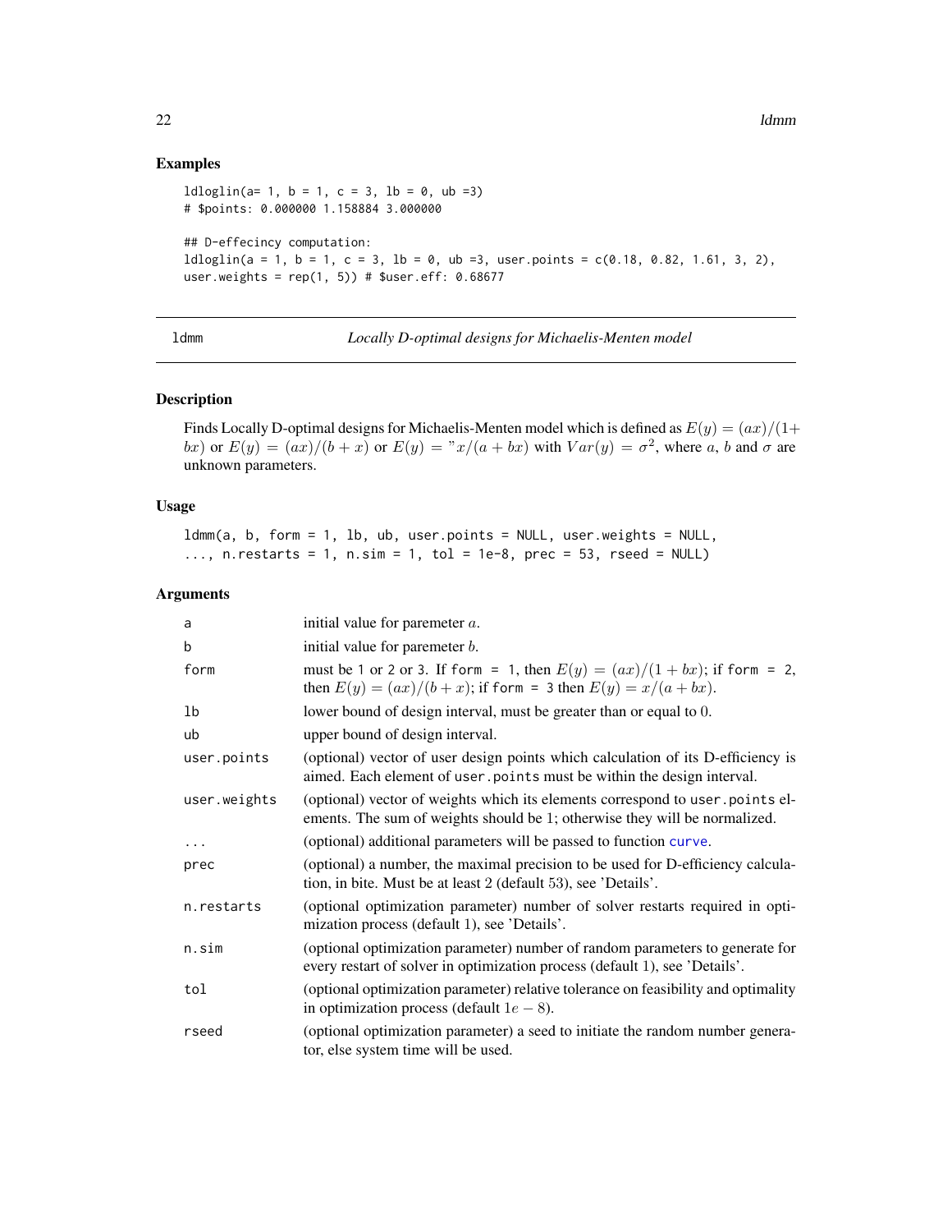## Examples

```
ldloglin(a= 1, b = 1, c = 3, lb = 0, ub =3)
# $points: 0.000000 1.158884 3.000000

## D-effecincy computation:
ldloglin(a = 1, b = 1, c = 3, lb = 0, ub =3, user.points = c(0.18, 0.82, 1.61, 3, 2),
user.weights = rep(1, 5)) # $user.eff: 0.68677
```

---

ldmm *Locally D-optimal designs for Michaelis-Menten model*

---

## Description

Finds Locally D-optimal designs for Michaelis-Menten model which is defined as $E(y) = (ax)/(1+bx)$ or $E(y) = (ax)/(b + x)$ or $E(y) = "x/(a + bx)$ with $Var(y) = \sigma^2$, where $a$, $b$ and $\sigma$ are unknown parameters.

## Usage

```
ldmm(a, b, form = 1, lb, ub, user.points = NULL, user.weights = NULL,
..., n.restarts = 1, n.sim = 1, tol = 1e-8, prec = 53, rseed = NULL)
```

## Arguments

| | |
|---|---|
| a | initial value for paremeter $a$. |
| b | initial value for paremeter $b$. |
| form | must be 1 or 2 or 3. If form = 1, then $E(y) = (ax)/(1 + bx)$; if form = 2, then $E(y) = (ax)/(b + x)$; if form = 3 then $E(y) = x/(a + bx)$. |
| lb | lower bound of design interval, must be greater than or equal to 0. |
| ub | upper bound of design interval. |
| user.points | (optional) vector of user design points which calculation of its D-efficiency is aimed. Each element of user.points must be within the design interval. |
| user.weights | (optional) vector of weights which its elements correspond to user.points elements. The sum of weights should be 1; otherwise they will be normalized. |
| ... | (optional) additional parameters will be passed to function curve. |
| prec | (optional) a number, the maximal precision to be used for D-efficiency calculation, in bite. Must be at least 2 (default 53), see 'Details'. |
| n.restarts | (optional optimization parameter) number of solver restarts required in optimization process (default 1), see 'Details'. |
| n.sim | (optional optimization parameter) number of random parameters to generate for every restart of solver in optimization process (default 1), see 'Details'. |
| tol | (optional optimization parameter) relative tolerance on feasibility and optimality in optimization process (default $1e - 8$). |
| rseed | (optional optimization parameter) a seed to initiate the random number generator, else system time will be used. |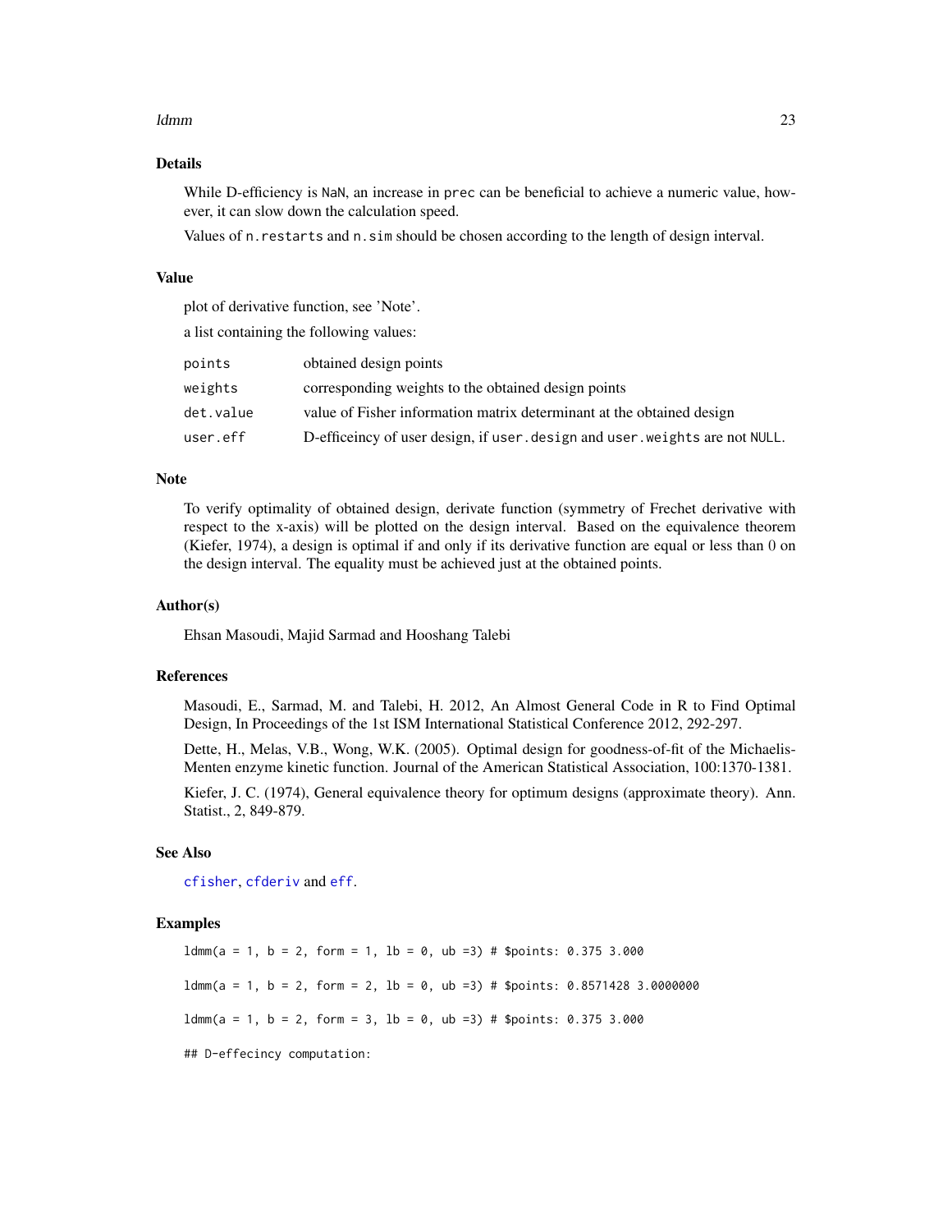## Details

While D-efficiency is `NaN`, an increase in `prec` can be beneficial to achieve a numeric value, however, it can slow down the calculation speed.

Values of `n.restarts` and `n.sim` should be chosen according to the length of design interval.

## Value

plot of derivative function, see 'Note'.

a list containing the following values:

| | |
|---|---|
| `points` | obtained design points |
| `weights` | corresponding weights to the obtained design points |
| `det.value` | value of Fisher information matrix determinant at the obtained design |
| `user.eff` | D-efficeincy of user design, if `user.design` and `user.weights` are not `NULL`. |

## Note

To verify optimality of obtained design, derivate function (symmetry of Frechet derivative with respect to the x-axis) will be plotted on the design interval. Based on the equivalence theorem (Kiefer, 1974), a design is optimal if and only if its derivative function are equal or less than 0 on the design interval. The equality must be achieved just at the obtained points.

## Author(s)

Ehsan Masoudi, Majid Sarmad and Hooshang Talebi

## References

Masoudi, E., Sarmad, M. and Talebi, H. 2012, An Almost General Code in R to Find Optimal Design, In Proceedings of the 1st ISM International Statistical Conference 2012, 292-297.

Dette, H., Melas, V.B., Wong, W.K. (2005). Optimal design for goodness-of-fit of the Michaelis-Menten enzyme kinetic function. Journal of the American Statistical Association, 100:1370-1381.

Kiefer, J. C. (1974), General equivalence theory for optimum designs (approximate theory). Ann. Statist., 2, 849-879.

## See Also

`cfisher`, `cfderiv` and `eff`.

## Examples

```
ldmm(a = 1, b = 2, form = 1, lb = 0, ub =3) # $points: 0.375 3.000

ldmm(a = 1, b = 2, form = 2, lb = 0, ub =3) # $points: 0.8571428 3.0000000

ldmm(a = 1, b = 2, form = 3, lb = 0, ub =3) # $points: 0.375 3.000

## D-effecincy computation:
```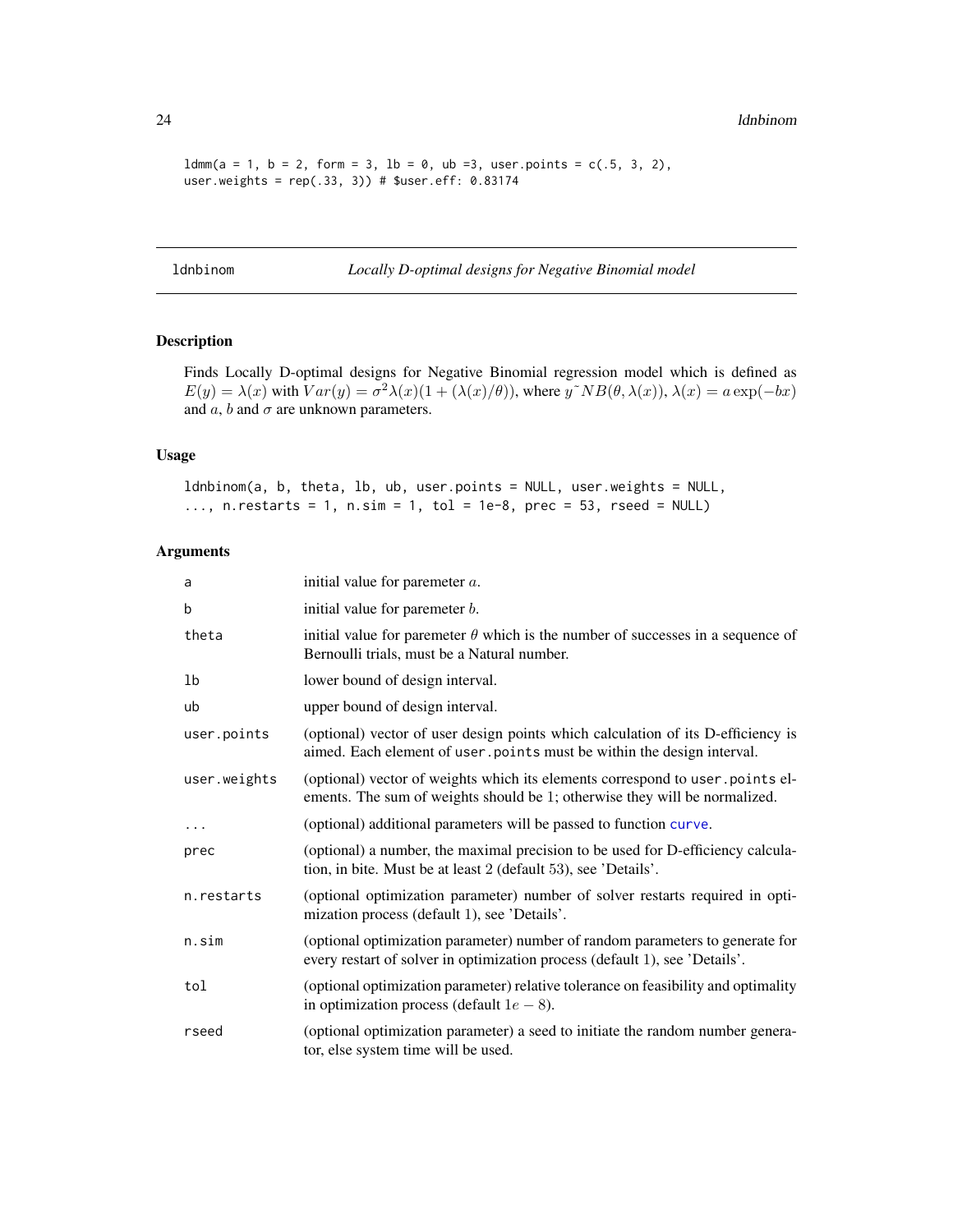```
ldmm(a = 1, b = 2, form = 3, lb = 0, ub =3, user.points = c(.5, 3, 2),
user.weights = rep(.33, 3)) # $user.eff: 0.83174
```

---

ldnbinom *Locally D-optimal designs for Negative Binomial model*

---

## Description

Finds Locally D-optimal designs for Negative Binomial regression model which is defined as $E(y) = \lambda(x)$ with $Var(y) = \sigma^2 \lambda(x)(1 + (\lambda(x)/\theta))$, where $y \tilde{} NB(\theta, \lambda(x))$, $\lambda(x) = a\exp(-bx)$ and $a$, $b$ and $\sigma$ are unknown parameters.

## Usage

```
ldnbinom(a, b, theta, lb, ub, user.points = NULL, user.weights = NULL,
..., n.restarts = 1, n.sim = 1, tol = 1e-8, prec = 53, rseed = NULL)
```

## Arguments

| | |
|---|---|
| a | initial value for paremeter $a$. |
| b | initial value for paremeter $b$. |
| theta | initial value for paremeter $\theta$ which is the number of successes in a sequence of Bernoulli trials, must be a Natural number. |
| lb | lower bound of design interval. |
| ub | upper bound of design interval. |
| user.points | (optional) vector of user design points which calculation of its D-efficiency is aimed. Each element of user.points must be within the design interval. |
| user.weights | (optional) vector of weights which its elements correspond to user.points elements. The sum of weights should be 1; otherwise they will be normalized. |
| ... | (optional) additional parameters will be passed to function curve. |
| prec | (optional) a number, the maximal precision to be used for D-efficiency calculation, in bite. Must be at least 2 (default 53), see 'Details'. |
| n.restarts | (optional optimization parameter) number of solver restarts required in optimization process (default 1), see 'Details'. |
| n.sim | (optional optimization parameter) number of random parameters to generate for every restart of solver in optimization process (default 1), see 'Details'. |
| tol | (optional optimization parameter) relative tolerance on feasibility and optimality in optimization process (default $1e-8$). |
| rseed | (optional optimization parameter) a seed to initiate the random number generator, else system time will be used. |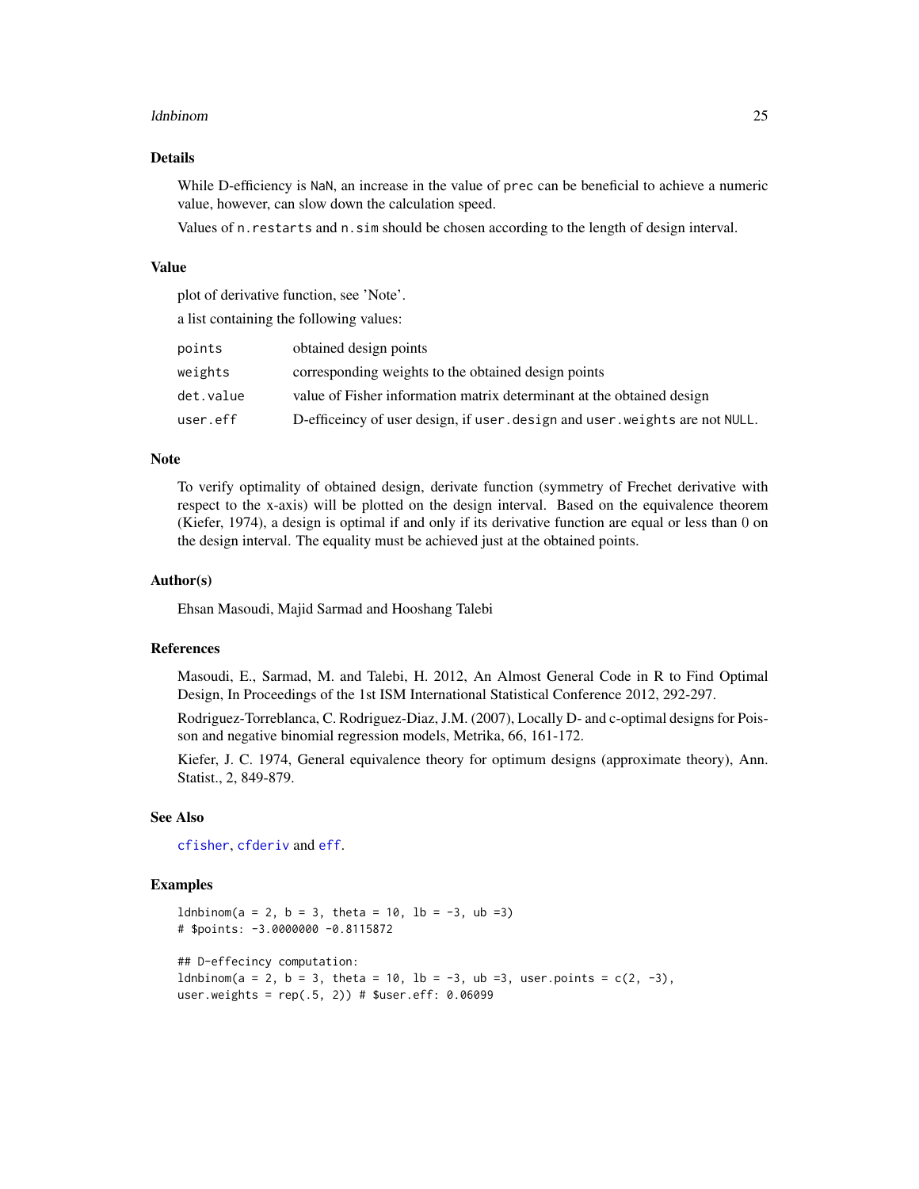## Details

While D-efficiency is NaN, an increase in the value of prec can be beneficial to achieve a numeric value, however, can slow down the calculation speed.

Values of n.restarts and n.sim should be chosen according to the length of design interval.

## Value

plot of derivative function, see 'Note'.

a list containing the following values:

| | |
|---|---|
| points | obtained design points |
| weights | corresponding weights to the obtained design points |
| det.value | value of Fisher information matrix determinant at the obtained design |
| user.eff | D-efficeincy of user design, if user.design and user.weights are not NULL. |

## Note

To verify optimality of obtained design, derivate function (symmetry of Frechet derivative with respect to the x-axis) will be plotted on the design interval. Based on the equivalence theorem (Kiefer, 1974), a design is optimal if and only if its derivative function are equal or less than 0 on the design interval. The equality must be achieved just at the obtained points.

## Author(s)

Ehsan Masoudi, Majid Sarmad and Hooshang Talebi

## References

Masoudi, E., Sarmad, M. and Talebi, H. 2012, An Almost General Code in R to Find Optimal Design, In Proceedings of the 1st ISM International Statistical Conference 2012, 292-297.

Rodriguez-Torreblanca, C. Rodriguez-Diaz, J.M. (2007), Locally D- and c-optimal designs for Poisson and negative binomial regression models, Metrika, 66, 161-172.

Kiefer, J. C. 1974, General equivalence theory for optimum designs (approximate theory), Ann. Statist., 2, 849-879.

## See Also

cfisher, cfderiv and eff.

## Examples

```
ldnbinom(a = 2, b = 3, theta = 10, lb = -3, ub =3)
# $points: -3.0000000 -0.8115872

## D-effecincy computation:
ldnbinom(a = 2, b = 3, theta = 10, lb = -3, ub =3, user.points = c(2, -3),
user.weights = rep(.5, 2)) # $user.eff: 0.06099
```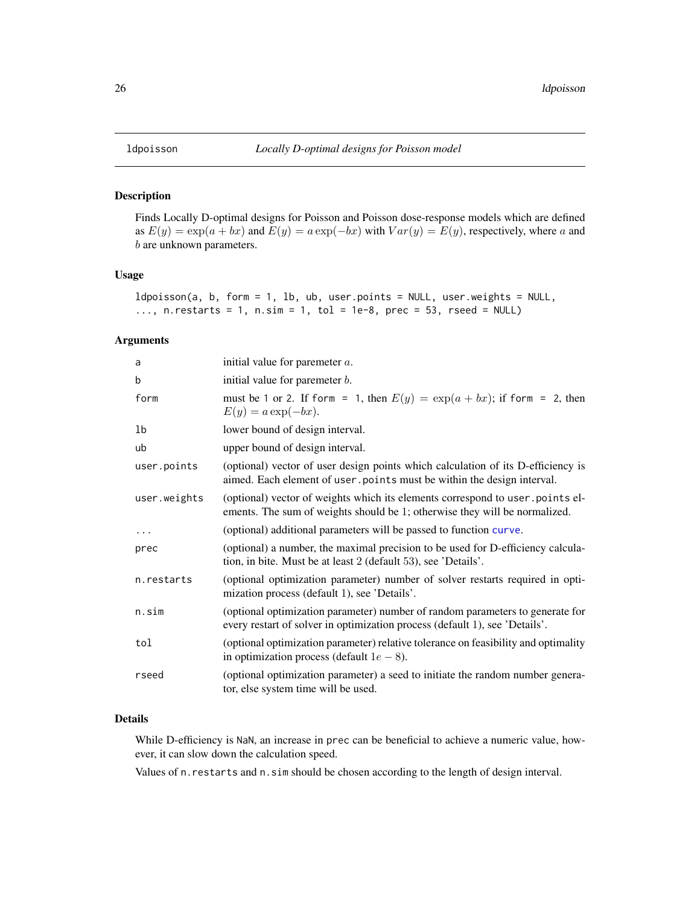# ldpoisson — *Locally D-optimal designs for Poisson model*

## Description

Finds Locally D-optimal designs for Poisson and Poisson dose-response models which are defined as $E(y) = \exp(a + bx)$ and $E(y) = a\exp(-bx)$ with $Var(y) = E(y)$, respectively, where $a$ and $b$ are unknown parameters.

## Usage

```
ldpoisson(a, b, form = 1, lb, ub, user.points = NULL, user.weights = NULL,
..., n.restarts = 1, n.sim = 1, tol = 1e-8, prec = 53, rseed = NULL)
```

## Arguments

| | |
|---|---|
| `a` | initial value for paremeter $a$. |
| `b` | initial value for paremeter $b$. |
| `form` | must be 1 or 2. If `form = 1`, then $E(y) = \exp(a + bx)$; if `form = 2`, then $E(y) = a\exp(-bx)$. |
| `lb` | lower bound of design interval. |
| `ub` | upper bound of design interval. |
| `user.points` | (optional) vector of user design points which calculation of its D-efficiency is aimed. Each element of `user.points` must be within the design interval. |
| `user.weights` | (optional) vector of weights which its elements correspond to `user.points` elements. The sum of weights should be 1; otherwise they will be normalized. |
| `...` | (optional) additional parameters will be passed to function `curve`. |
| `prec` | (optional) a number, the maximal precision to be used for D-efficiency calculation, in bite. Must be at least 2 (default 53), see 'Details'. |
| `n.restarts` | (optional optimization parameter) number of solver restarts required in optimization process (default 1), see 'Details'. |
| `n.sim` | (optional optimization parameter) number of random parameters to generate for every restart of solver in optimization process (default 1), see 'Details'. |
| `tol` | (optional optimization parameter) relative tolerance on feasibility and optimality in optimization process (default $1e-8$). |
| `rseed` | (optional optimization parameter) a seed to initiate the random number generator, else system time will be used. |

## Details

While D-efficiency is `NaN`, an increase in `prec` can be beneficial to achieve a numeric value, however, it can slow down the calculation speed.

Values of `n.restarts` and `n.sim` should be chosen according to the length of design interval.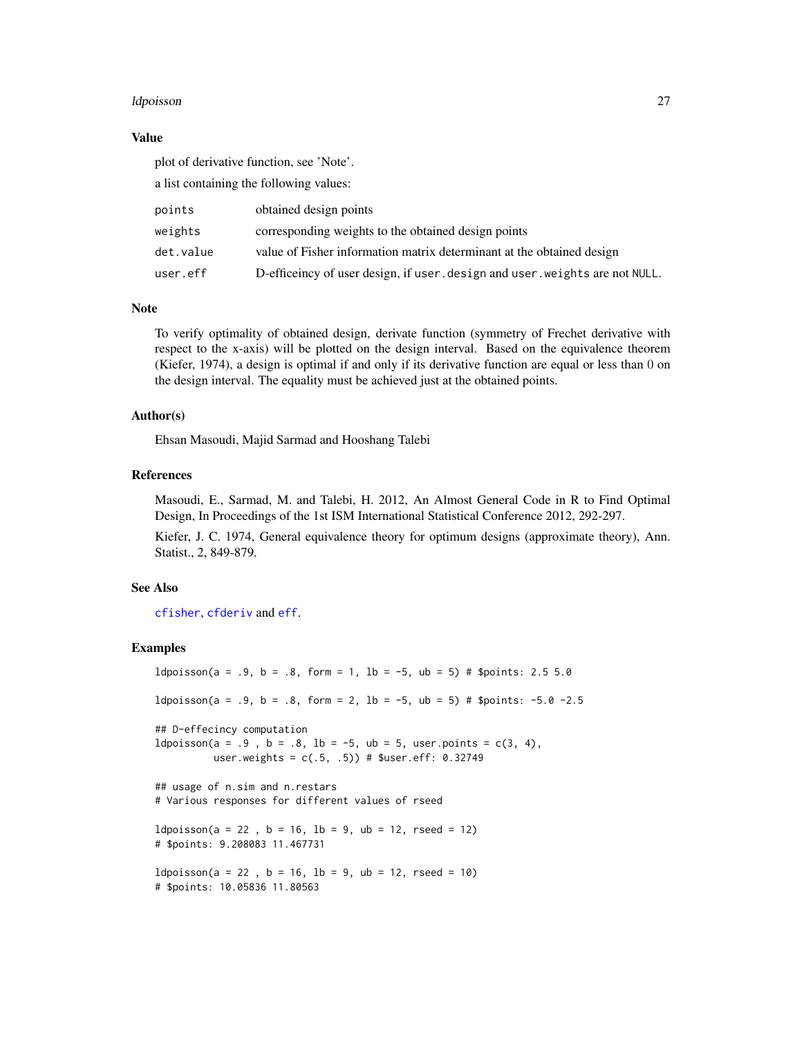### Value

plot of derivative function, see 'Note'.

a list containing the following values:

| | |
|---|---|
| points | obtained design points |
| weights | corresponding weights to the obtained design points |
| det.value | value of Fisher information matrix determinant at the obtained design |
| user.eff | D-efficeincy of user design, if user.design and user.weights are not NULL. |

### Note

To verify optimality of obtained design, derivate function (symmetry of Frechet derivative with respect to the x-axis) will be plotted on the design interval. Based on the equivalence theorem (Kiefer, 1974), a design is optimal if and only if its derivative function are equal or less than 0 on the design interval. The equality must be achieved just at the obtained points.

### Author(s)

Ehsan Masoudi, Majid Sarmad and Hooshang Talebi

### References

Masoudi, E., Sarmad, M. and Talebi, H. 2012, An Almost General Code in R to Find Optimal Design, In Proceedings of the 1st ISM International Statistical Conference 2012, 292-297.

Kiefer, J. C. 1974, General equivalence theory for optimum designs (approximate theory), Ann. Statist., 2, 849-879.

### See Also

cfisher, cfderiv and eff.

### Examples

```
ldpoisson(a = .9, b = .8, form = 1, lb = -5, ub = 5) # $points: 2.5 5.0

ldpoisson(a = .9, b = .8, form = 2, lb = -5, ub = 5) # $points: -5.0 -2.5

## D-effecincy computation
ldpoisson(a = .9 , b = .8, lb = -5, ub = 5, user.points = c(3, 4),
          user.weights = c(.5, .5)) # $user.eff: 0.32749

## usage of n.sim and n.restars
# Various responses for different values of rseed

ldpoisson(a = 22 , b = 16, lb = 9, ub = 12, rseed = 12)
# $points: 9.208083 11.467731

ldpoisson(a = 22 , b = 16, lb = 9, ub = 12, rseed = 10)
# $points: 10.05836 11.80563
```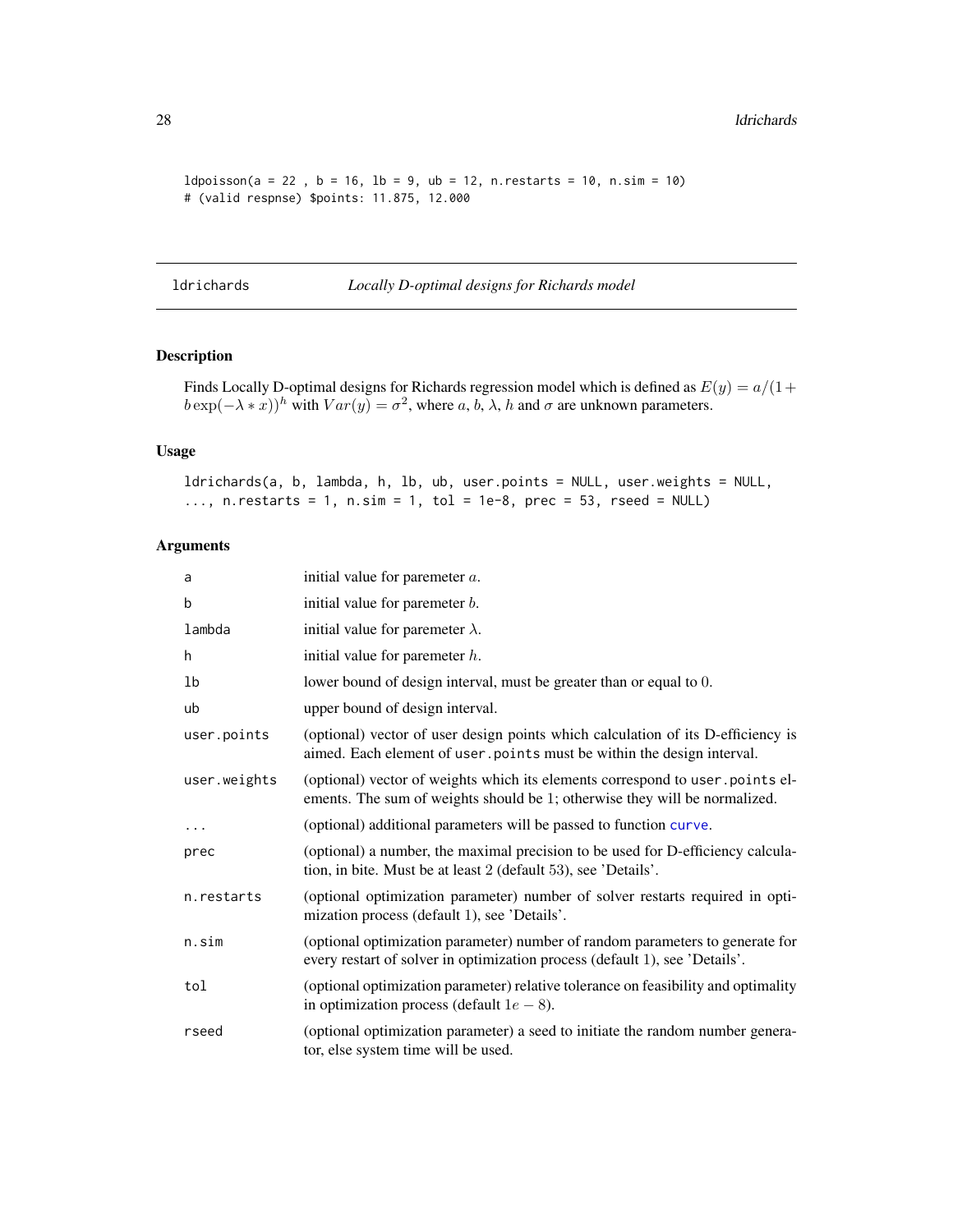```
ldpoisson(a = 22 , b = 16, lb = 9, ub = 12, n.restarts = 10, n.sim = 10)
# (valid respnse) $points: 11.875, 12.000
```

## ldrichards — *Locally D-optimal designs for Richards model*

### Description

Finds Locally D-optimal designs for Richards regression model which is defined as $E(y) = a/(1 + b\exp(-\lambda * x))^h$ with $Var(y) = \sigma^2$, where $a$, $b$, $\lambda$, $h$ and $\sigma$ are unknown parameters.

### Usage

```
ldrichards(a, b, lambda, h, lb, ub, user.points = NULL, user.weights = NULL,
..., n.restarts = 1, n.sim = 1, tol = 1e-8, prec = 53, rseed = NULL)
```

### Arguments

| | |
|---|---|
| a | initial value for paremeter $a$. |
| b | initial value for paremeter $b$. |
| lambda | initial value for paremeter $\lambda$. |
| h | initial value for paremeter $h$. |
| lb | lower bound of design interval, must be greater than or equal to $0$. |
| ub | upper bound of design interval. |
| user.points | (optional) vector of user design points which calculation of its D-efficiency is aimed. Each element of `user.points` must be within the design interval. |
| user.weights | (optional) vector of weights which its elements correspond to `user.points` elements. The sum of weights should be 1; otherwise they will be normalized. |
| ... | (optional) additional parameters will be passed to function `curve`. |
| prec | (optional) a number, the maximal precision to be used for D-efficiency calculation, in bite. Must be at least $2$ (default $53$), see 'Details'. |
| n.restarts | (optional optimization parameter) number of solver restarts required in optimization process (default 1), see 'Details'. |
| n.sim | (optional optimization parameter) number of random parameters to generate for every restart of solver in optimization process (default 1), see 'Details'. |
| tol | (optional optimization parameter) relative tolerance on feasibility and optimality in optimization process (default $1e-8$). |
| rseed | (optional optimization parameter) a seed to initiate the random number generator, else system time will be used. |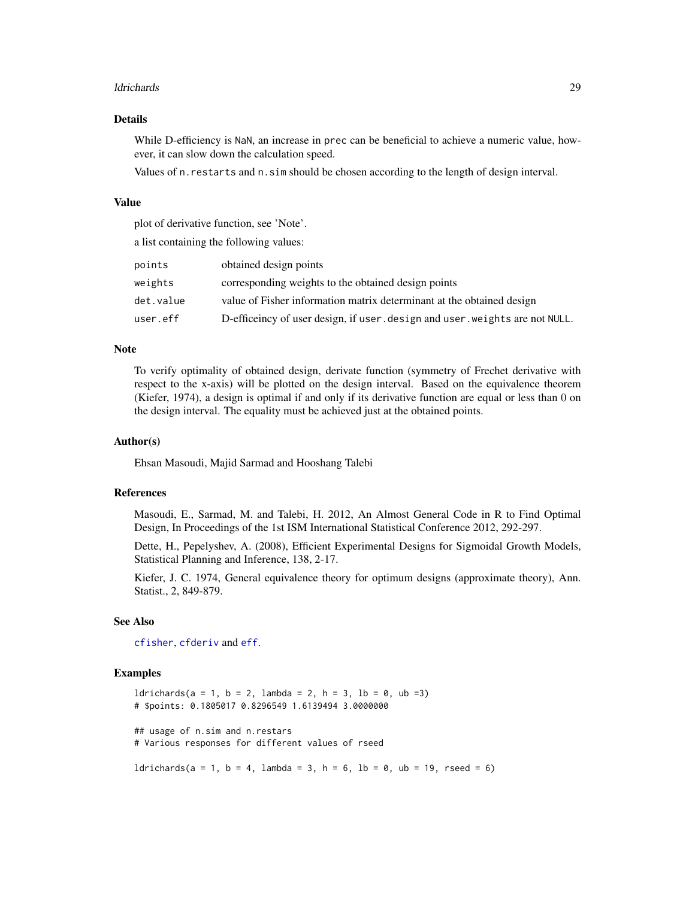### Details

While D-efficiency is `NaN`, an increase in `prec` can be beneficial to achieve a numeric value, however, it can slow down the calculation speed.

Values of `n.restarts` and `n.sim` should be chosen according to the length of design interval.

### Value

plot of derivative function, see 'Note'.

a list containing the following values:

| | |
|---|---|
| `points` | obtained design points |
| `weights` | corresponding weights to the obtained design points |
| `det.value` | value of Fisher information matrix determinant at the obtained design |
| `user.eff` | D-efficeincy of user design, if `user.design` and `user.weights` are not `NULL`. |

### Note

To verify optimality of obtained design, derivate function (symmetry of Frechet derivative with respect to the x-axis) will be plotted on the design interval. Based on the equivalence theorem (Kiefer, 1974), a design is optimal if and only if its derivative function are equal or less than 0 on the design interval. The equality must be achieved just at the obtained points.

### Author(s)

Ehsan Masoudi, Majid Sarmad and Hooshang Talebi

### References

Masoudi, E., Sarmad, M. and Talebi, H. 2012, An Almost General Code in R to Find Optimal Design, In Proceedings of the 1st ISM International Statistical Conference 2012, 292-297.

Dette, H., Pepelyshev, A. (2008), Efficient Experimental Designs for Sigmoidal Growth Models, Statistical Planning and Inference, 138, 2-17.

Kiefer, J. C. 1974, General equivalence theory for optimum designs (approximate theory), Ann. Statist., 2, 849-879.

### See Also

`cfisher`, `cfderiv` and `eff`.

### Examples

```
ldrichards(a = 1, b = 2, lambda = 2, h = 3, lb = 0, ub =3)
# $points: 0.1805017 0.8296549 1.6139494 3.0000000

## usage of n.sim and n.restars
# Various responses for different values of rseed

ldrichards(a = 1, b = 4, lambda = 3, h = 6, lb = 0, ub = 19, rseed = 6)
```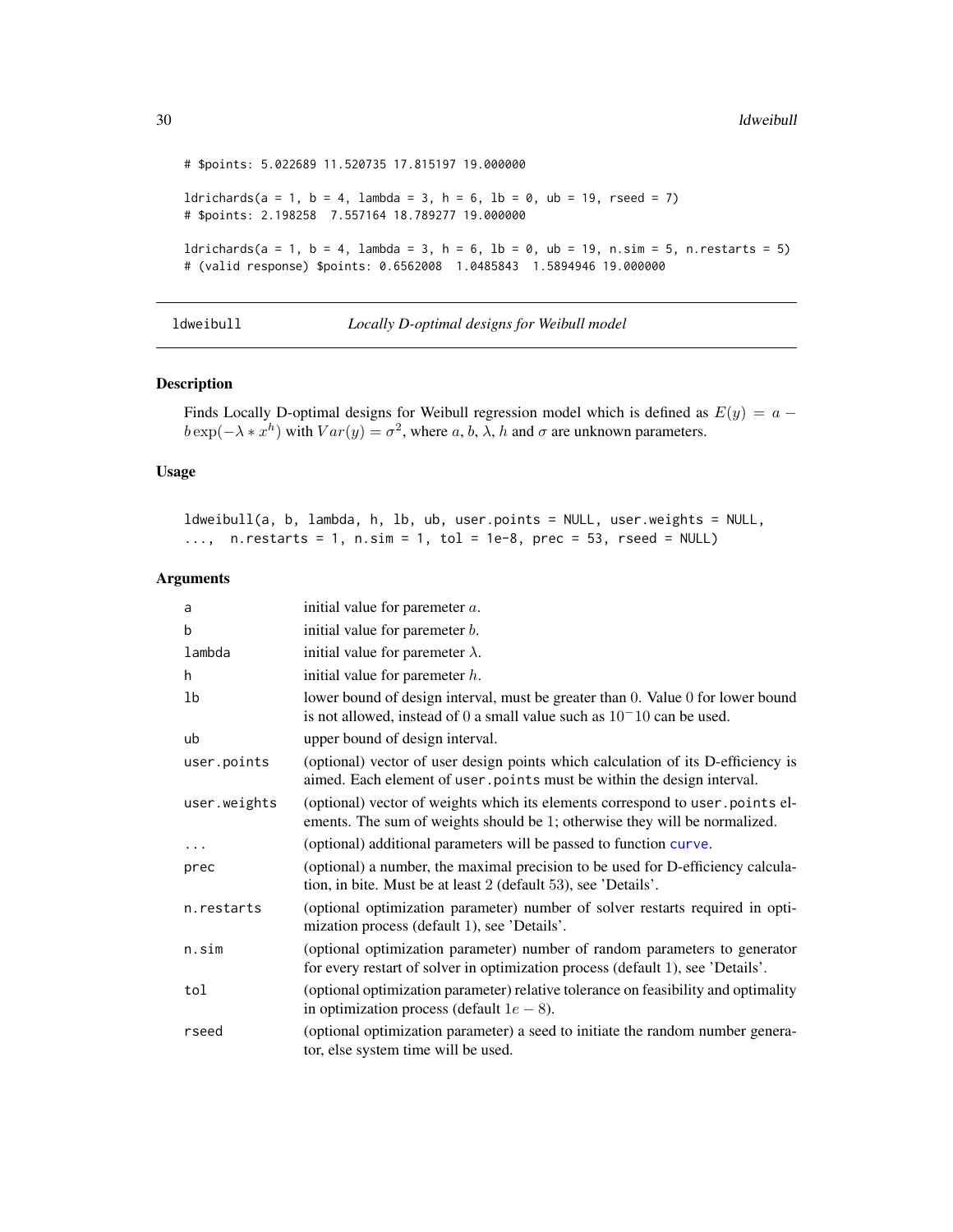```
# $points: 5.022689 11.520735 17.815197 19.000000

ldrichards(a = 1, b = 4, lambda = 3, h = 6, lb = 0, ub = 19, rseed = 7)
# $points: 2.198258  7.557164 18.789277 19.000000

ldrichards(a = 1, b = 4, lambda = 3, h = 6, lb = 0, ub = 19, n.sim = 5, n.restarts = 5)
# (valid response) $points: 0.6562008  1.0485843  1.5894946 19.000000
```

---

ldweibull — *Locally D-optimal designs for Weibull model*

---

## Description

Finds Locally D-optimal designs for Weibull regression model which is defined as $E(y) = a - b\exp(-\lambda * x^h)$ with $Var(y) = \sigma^2$, where $a$, $b$, $\lambda$, $h$ and $\sigma$ are unknown parameters.

## Usage

```
ldweibull(a, b, lambda, h, lb, ub, user.points = NULL, user.weights = NULL,
...,  n.restarts = 1, n.sim = 1, tol = 1e-8, prec = 53, rseed = NULL)
```

## Arguments

| | |
|---|---|
| a | initial value for paremeter $a$. |
| b | initial value for paremeter $b$. |
| lambda | initial value for paremeter $\lambda$. |
| h | initial value for paremeter $h$. |
| lb | lower bound of design interval, must be greater than 0. Value 0 for lower bound is not allowed, instead of 0 a small value such as $10^-10$ can be used. |
| ub | upper bound of design interval. |
| user.points | (optional) vector of user design points which calculation of its D-efficiency is aimed. Each element of user.points must be within the design interval. |
| user.weights | (optional) vector of weights which its elements correspond to user.points elements. The sum of weights should be 1; otherwise they will be normalized. |
| ... | (optional) additional parameters will be passed to function curve. |
| prec | (optional) a number, the maximal precision to be used for D-efficiency calculation, in bite. Must be at least 2 (default 53), see 'Details'. |
| n.restarts | (optional optimization parameter) number of solver restarts required in optimization process (default 1), see 'Details'. |
| n.sim | (optional optimization parameter) number of random parameters to generator for every restart of solver in optimization process (default 1), see 'Details'. |
| tol | (optional optimization parameter) relative tolerance on feasibility and optimality in optimization process (default $1e-8$). |
| rseed | (optional optimization parameter) a seed to initiate the random number generator, else system time will be used. |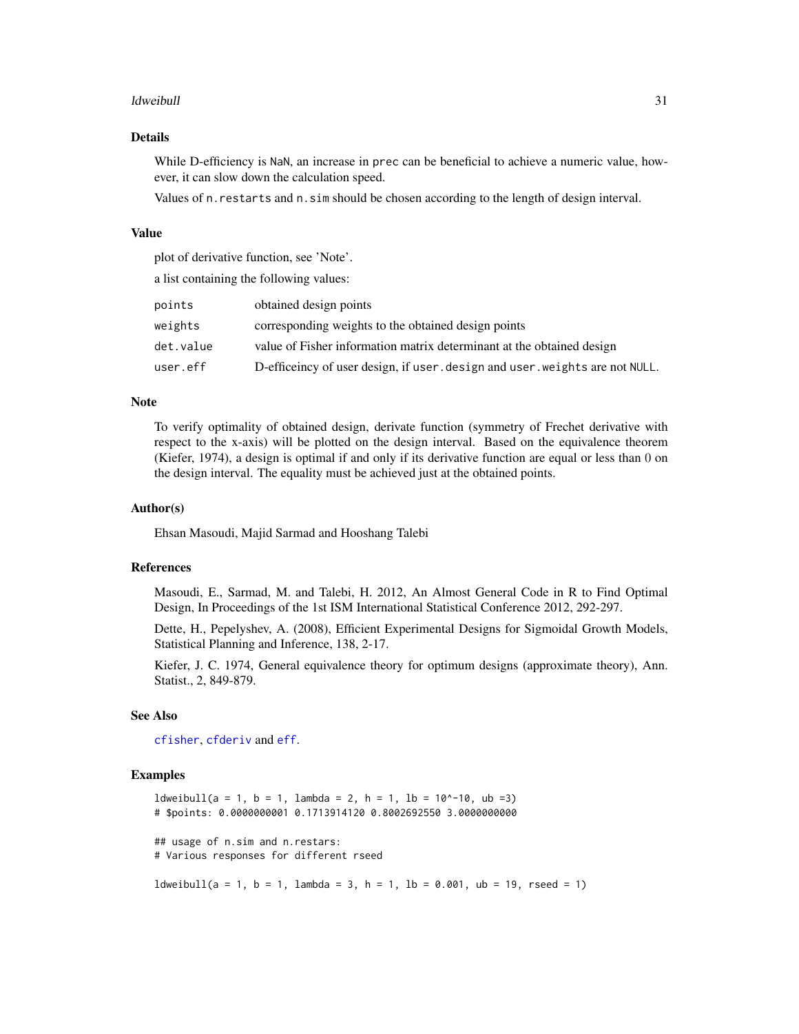## Details

While D-efficiency is `NaN`, an increase in `prec` can be beneficial to achieve a numeric value, however, it can slow down the calculation speed.

Values of `n.restarts` and `n.sim` should be chosen according to the length of design interval.

## Value

plot of derivative function, see 'Note'.

a list containing the following values:

| | |
|---|---|
| `points` | obtained design points |
| `weights` | corresponding weights to the obtained design points |
| `det.value` | value of Fisher information matrix determinant at the obtained design |
| `user.eff` | D-efficeincy of user design, if `user.design` and `user.weights` are not `NULL`. |

## Note

To verify optimality of obtained design, derivate function (symmetry of Frechet derivative with respect to the x-axis) will be plotted on the design interval. Based on the equivalence theorem (Kiefer, 1974), a design is optimal if and only if its derivative function are equal or less than 0 on the design interval. The equality must be achieved just at the obtained points.

## Author(s)

Ehsan Masoudi, Majid Sarmad and Hooshang Talebi

## References

Masoudi, E., Sarmad, M. and Talebi, H. 2012, An Almost General Code in R to Find Optimal Design, In Proceedings of the 1st ISM International Statistical Conference 2012, 292-297.

Dette, H., Pepelyshev, A. (2008), Efficient Experimental Designs for Sigmoidal Growth Models, Statistical Planning and Inference, 138, 2-17.

Kiefer, J. C. 1974, General equivalence theory for optimum designs (approximate theory), Ann. Statist., 2, 849-879.

## See Also

`cfisher`, `cfderiv` and `eff`.

## Examples

```
ldweibull(a = 1, b = 1, lambda = 2, h = 1, lb = 10^-10, ub =3)
# $points: 0.0000000001 0.1713914120 0.8002692550 3.0000000000

## usage of n.sim and n.restars:
# Various responses for different rseed

ldweibull(a = 1, b = 1, lambda = 3, h = 1, lb = 0.001, ub = 19, rseed = 1)
```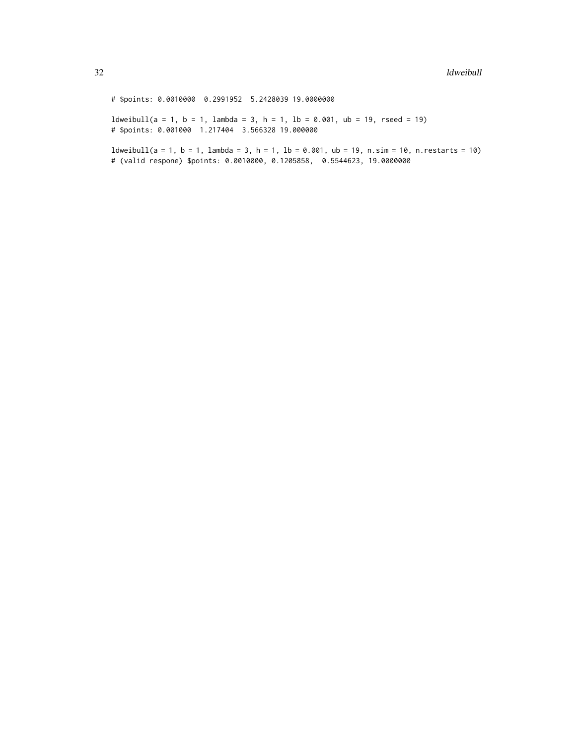```
# $points: 0.0010000  0.2991952  5.2428039 19.0000000

ldweibull(a = 1, b = 1, lambda = 3, h = 1, lb = 0.001, ub = 19, rseed = 19)
# $points: 0.001000  1.217404  3.566328 19.000000

ldweibull(a = 1, b = 1, lambda = 3, h = 1, lb = 0.001, ub = 19, n.sim = 10, n.restarts = 10)
# (valid respone) $points: 0.0010000, 0.1205858,  0.5544623, 19.0000000
```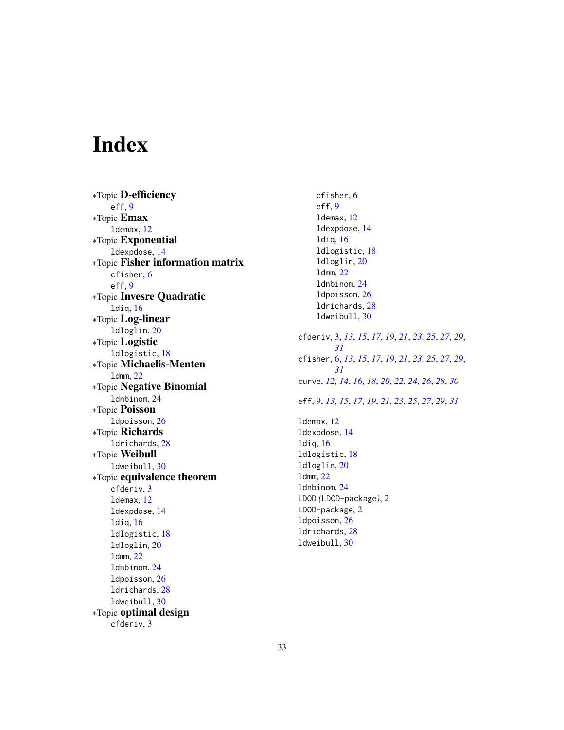# Index

*Topic **D-efficiency**
- eff, 9

*Topic **Emax**
- ldemax, 12

*Topic **Exponential**
- ldexpdose, 14

*Topic **Fisher information matrix**
- cfisher, 6
- eff, 9

*Topic **Invesre Quadratic**
- ldiq, 16

*Topic **Log-linear**
- ldloglin, 20

*Topic **Logistic**
- ldlogistic, 18

*Topic **Michaelis-Menten**
- ldmm, 22

*Topic **Negative Binomial**
- ldnbinom, 24

*Topic **Poisson**
- ldpoisson, 26

*Topic **Richards**
- ldrichards, 28

*Topic **Weibull**
- ldweibull, 30

*Topic **equivalence theorem**
- cfderiv, 3
- ldemax, 12
- ldexpdose, 14
- ldiq, 16
- ldlogistic, 18
- ldloglin, 20
- ldmm, 22
- ldnbinom, 24
- ldpoisson, 26
- ldrichards, 28
- ldweibull, 30

*Topic **optimal design**
- cfderiv, 3
- cfisher, 6
- eff, 9
- ldemax, 12
- ldexpdose, 14
- ldiq, 16
- ldlogistic, 18
- ldloglin, 20
- ldmm, 22
- ldnbinom, 24
- ldpoisson, 26
- ldrichards, 28
- ldweibull, 30

cfderiv, 3, *13*, *15*, *17*, *19*, *21*, *23*, *25*, *27*, *29*, *31*
cfisher, 6, *13*, *15*, *17*, *19*, *21*, *23*, *25*, *27*, *29*, *31*
curve, *12*, *14*, *16*, *18*, *20*, *22*, *24*, *26*, *28*, *30*

eff, 9, *13*, *15*, *17*, *19*, *21*, *23*, *25*, *27*, *29*, *31*

ldemax, 12
ldexpdose, 14
ldiq, 16
ldlogistic, 18
ldloglin, 20
ldmm, 22
ldnbinom, 24
LDOD *(*LDOD-package*)*, 2
LDOD-package, 2
ldpoisson, 26
ldrichards, 28
ldweibull, 30